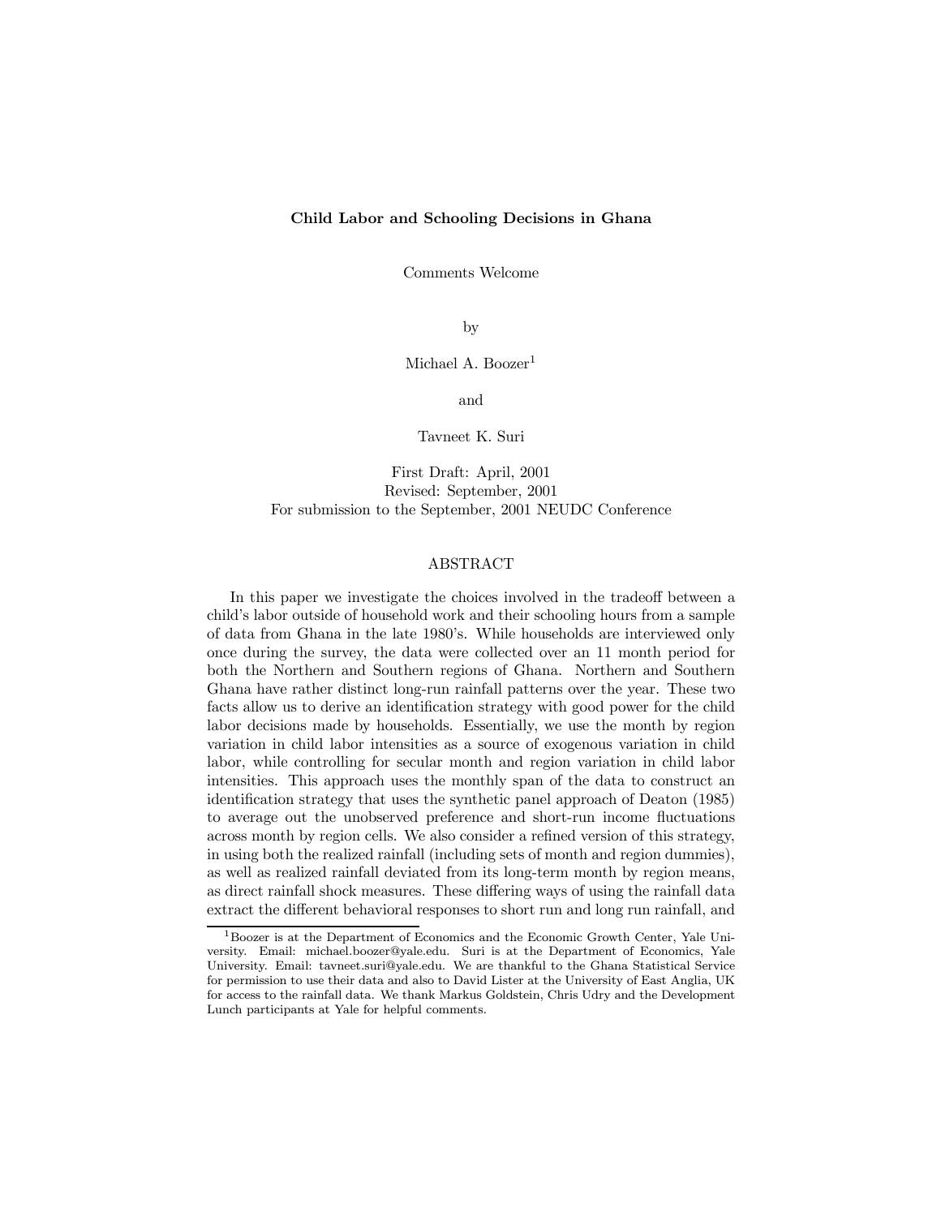# Child Labor and Schooling Decisions in Ghana

Comments Welcome

by

Michael A. Boozer[1]

and

Tavneet K. Suri

First Draft: April, 2001
Revised: September, 2001
For submission to the September, 2001 NEUDC Conference

## ABSTRACT

In this paper we investigate the choices involved in the tradeoff between a child's labor outside of household work and their schooling hours from a sample of data from Ghana in the late 1980's. While households are interviewed only once during the survey, the data were collected over an 11 month period for both the Northern and Southern regions of Ghana. Northern and Southern Ghana have rather distinct long-run rainfall patterns over the year. These two facts allow us to derive an identification strategy with good power for the child labor decisions made by households. Essentially, we use the month by region variation in child labor intensities as a source of exogenous variation in child labor, while controlling for secular month and region variation in child labor intensities. This approach uses the monthly span of the data to construct an identification strategy that uses the synthetic panel approach of Deaton (1985) to average out the unobserved preference and short-run income fluctuations across month by region cells. We also consider a refined version of this strategy, in using both the realized rainfall (including sets of month and region dummies), as well as realized rainfall deviated from its long-term month by region means, as direct rainfall shock measures. These differing ways of using the rainfall data extract the different behavioral responses to short run and long run rainfall, and

[1] Boozer is at the Department of Economics and the Economic Growth Center, Yale University. Email: michael.boozer@yale.edu. Suri is at the Department of Economics, Yale University. Email: tavneet.suri@yale.edu. We are thankful to the Ghana Statistical Service for permission to use their data and also to David Lister at the University of East Anglia, UK for access to the rainfall data. We thank Markus Goldstein, Chris Udry and the Development Lunch participants at Yale for helpful comments.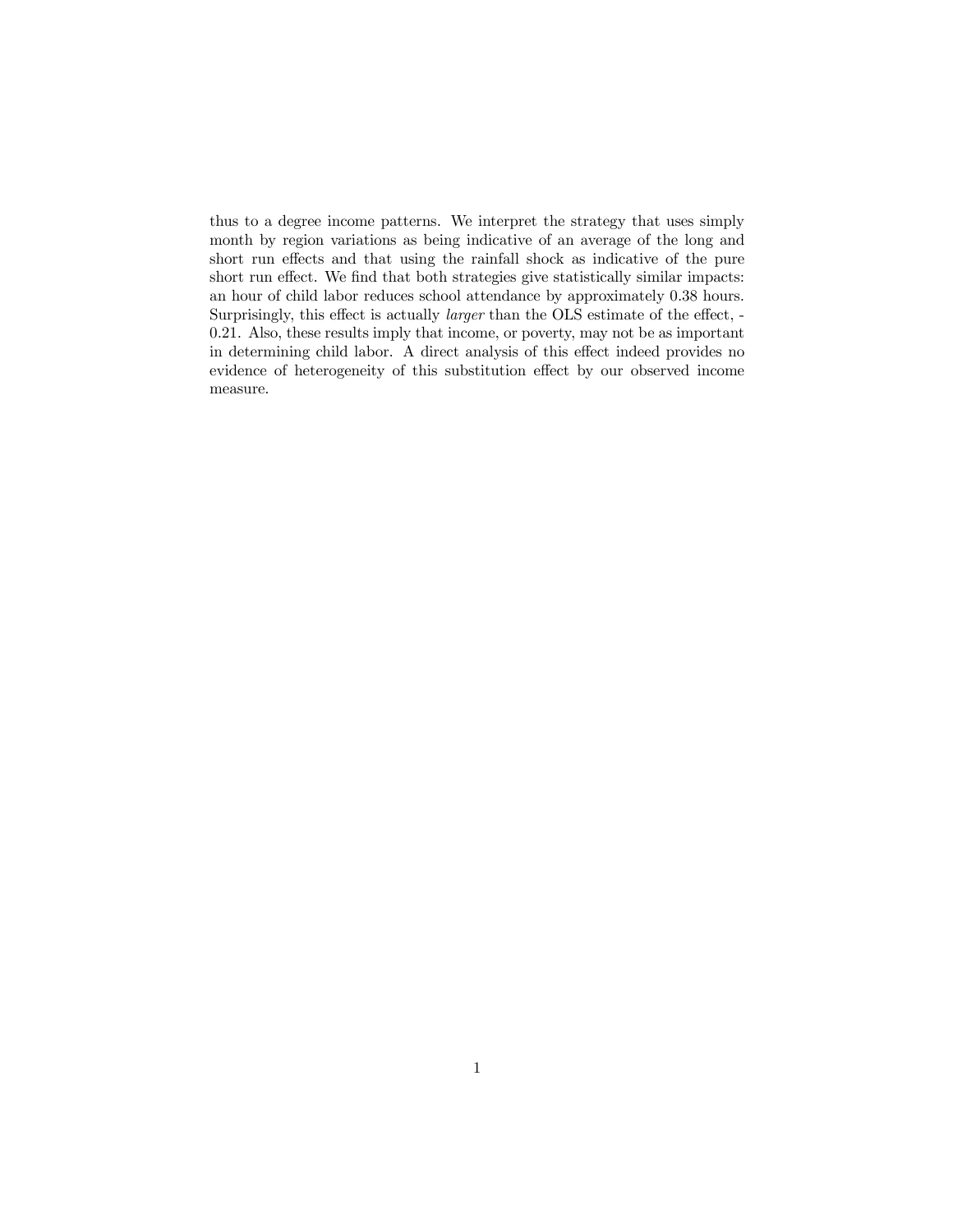thus to a degree income patterns. We interpret the strategy that uses simply month by region variations as being indicative of an average of the long and short run effects and that using the rainfall shock as indicative of the pure short run effect. We find that both strategies give statistically similar impacts: an hour of child labor reduces school attendance by approximately 0.38 hours. Surprisingly, this effect is actually *larger* than the OLS estimate of the effect, -0.21. Also, these results imply that income, or poverty, may not be as important in determining child labor. A direct analysis of this effect indeed provides no evidence of heterogeneity of this substitution effect by our observed income measure.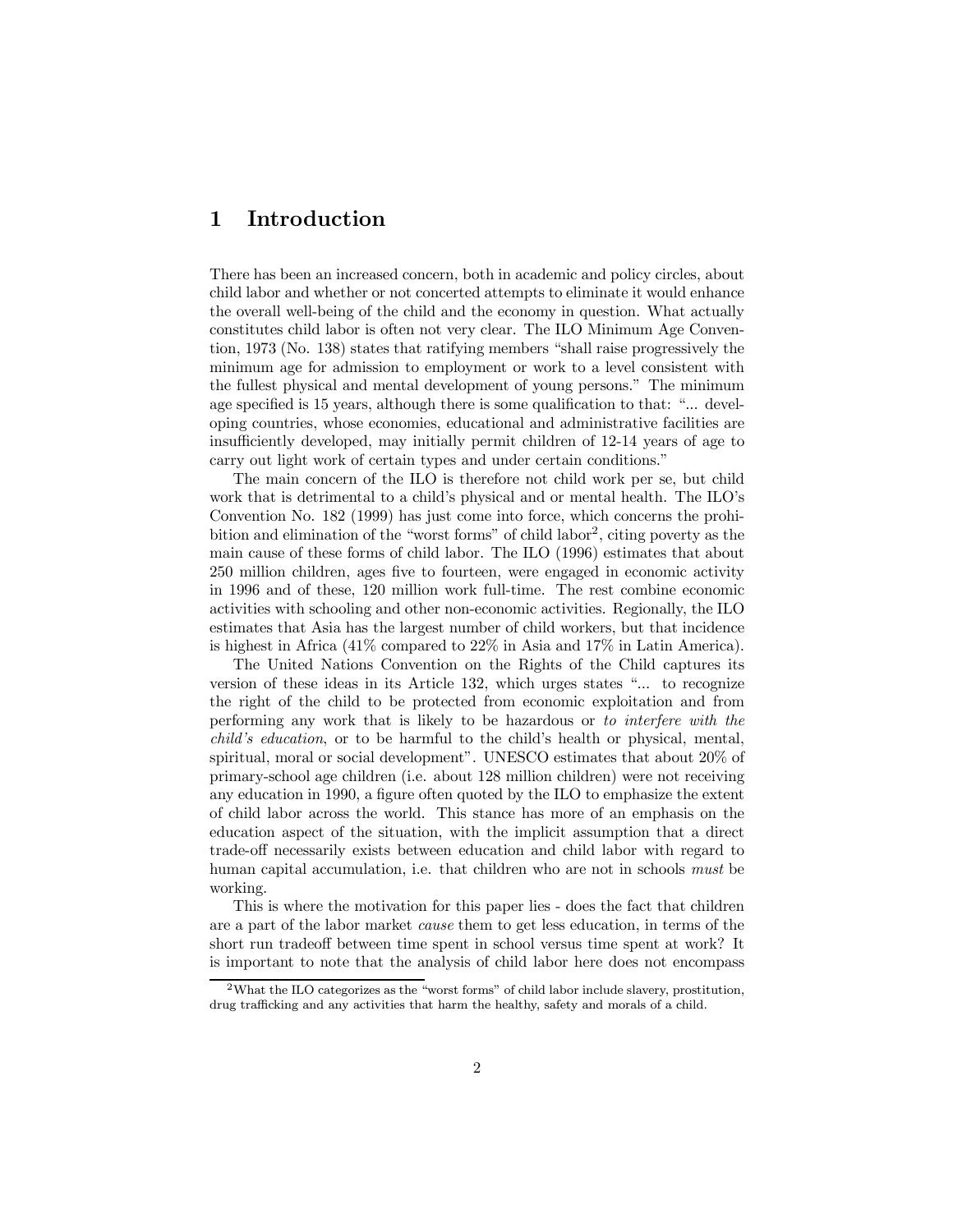# 1 Introduction

There has been an increased concern, both in academic and policy circles, about child labor and whether or not concerted attempts to eliminate it would enhance the overall well-being of the child and the economy in question. What actually constitutes child labor is often not very clear. The ILO Minimum Age Convention, 1973 (No. 138) states that ratifying members "shall raise progressively the minimum age for admission to employment or work to a level consistent with the fullest physical and mental development of young persons." The minimum age specified is 15 years, although there is some qualification to that: "... developing countries, whose economies, educational and administrative facilities are insufficiently developed, may initially permit children of 12-14 years of age to carry out light work of certain types and under certain conditions."

The main concern of the ILO is therefore not child work per se, but child work that is detrimental to a child's physical and or mental health. The ILO's Convention No. 182 (1999) has just come into force, which concerns the prohibition and elimination of the "worst forms" of child labor[2], citing poverty as the main cause of these forms of child labor. The ILO (1996) estimates that about 250 million children, ages five to fourteen, were engaged in economic activity in 1996 and of these, 120 million work full-time. The rest combine economic activities with schooling and other non-economic activities. Regionally, the ILO estimates that Asia has the largest number of child workers, but that incidence is highest in Africa (41% compared to 22% in Asia and 17% in Latin America).

The United Nations Convention on the Rights of the Child captures its version of these ideas in its Article 132, which urges states "... to recognize the right of the child to be protected from economic exploitation and from performing any work that is likely to be hazardous or *to interfere with the child's education*, or to be harmful to the child's health or physical, mental, spiritual, moral or social development". UNESCO estimates that about 20% of primary-school age children (i.e. about 128 million children) were not receiving any education in 1990, a figure often quoted by the ILO to emphasize the extent of child labor across the world. This stance has more of an emphasis on the education aspect of the situation, with the implicit assumption that a direct trade-off necessarily exists between education and child labor with regard to human capital accumulation, i.e. that children who are not in schools *must* be working.

This is where the motivation for this paper lies - does the fact that children are a part of the labor market *cause* them to get less education, in terms of the short run tradeoff between time spent in school versus time spent at work? It is important to note that the analysis of child labor here does not encompass

[2] What the ILO categorizes as the "worst forms" of child labor include slavery, prostitution, drug trafficking and any activities that harm the healthy, safety and morals of a child.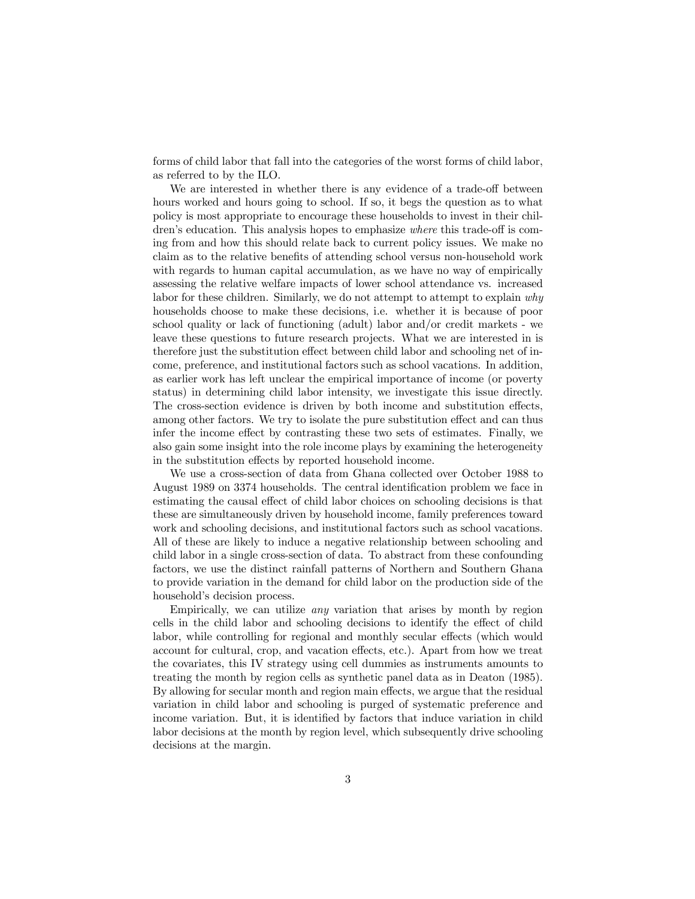forms of child labor that fall into the categories of the worst forms of child labor, as referred to by the ILO.

We are interested in whether there is any evidence of a trade-off between hours worked and hours going to school. If so, it begs the question as to what policy is most appropriate to encourage these households to invest in their children's education. This analysis hopes to emphasize *where* this trade-off is coming from and how this should relate back to current policy issues. We make no claim as to the relative benefits of attending school versus non-household work with regards to human capital accumulation, as we have no way of empirically assessing the relative welfare impacts of lower school attendance vs. increased labor for these children. Similarly, we do not attempt to attempt to explain *why* households choose to make these decisions, i.e. whether it is because of poor school quality or lack of functioning (adult) labor and/or credit markets - we leave these questions to future research projects. What we are interested in is therefore just the substitution effect between child labor and schooling net of income, preference, and institutional factors such as school vacations. In addition, as earlier work has left unclear the empirical importance of income (or poverty status) in determining child labor intensity, we investigate this issue directly. The cross-section evidence is driven by both income and substitution effects, among other factors. We try to isolate the pure substitution effect and can thus infer the income effect by contrasting these two sets of estimates. Finally, we also gain some insight into the role income plays by examining the heterogeneity in the substitution effects by reported household income.

We use a cross-section of data from Ghana collected over October 1988 to August 1989 on 3374 households. The central identification problem we face in estimating the causal effect of child labor choices on schooling decisions is that these are simultaneously driven by household income, family preferences toward work and schooling decisions, and institutional factors such as school vacations. All of these are likely to induce a negative relationship between schooling and child labor in a single cross-section of data. To abstract from these confounding factors, we use the distinct rainfall patterns of Northern and Southern Ghana to provide variation in the demand for child labor on the production side of the household's decision process.

Empirically, we can utilize *any* variation that arises by month by region cells in the child labor and schooling decisions to identify the effect of child labor, while controlling for regional and monthly secular effects (which would account for cultural, crop, and vacation effects, etc.). Apart from how we treat the covariates, this IV strategy using cell dummies as instruments amounts to treating the month by region cells as synthetic panel data as in Deaton (1985). By allowing for secular month and region main effects, we argue that the residual variation in child labor and schooling is purged of systematic preference and income variation. But, it is identified by factors that induce variation in child labor decisions at the month by region level, which subsequently drive schooling decisions at the margin.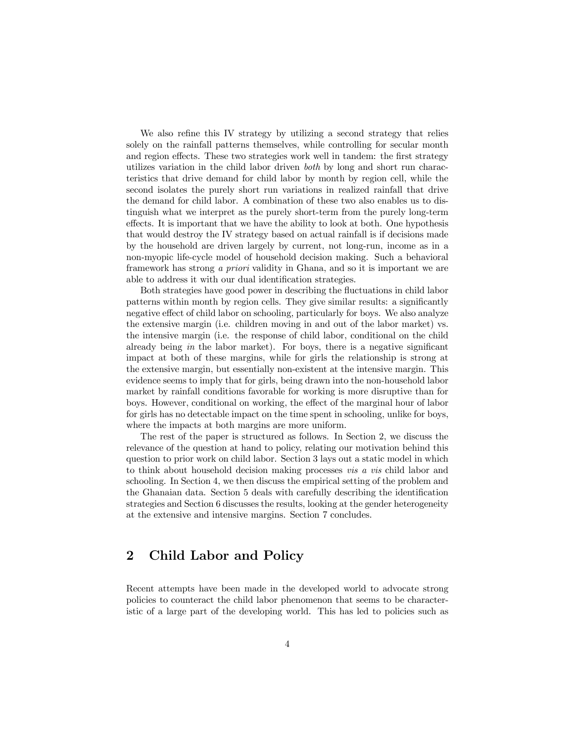We also refine this IV strategy by utilizing a second strategy that relies solely on the rainfall patterns themselves, while controlling for secular month and region effects. These two strategies work well in tandem: the first strategy utilizes variation in the child labor driven *both* by long and short run characteristics that drive demand for child labor by month by region cell, while the second isolates the purely short run variations in realized rainfall that drive the demand for child labor. A combination of these two also enables us to distinguish what we interpret as the purely short-term from the purely long-term effects. It is important that we have the ability to look at both. One hypothesis that would destroy the IV strategy based on actual rainfall is if decisions made by the household are driven largely by current, not long-run, income as in a non-myopic life-cycle model of household decision making. Such a behavioral framework has strong *a priori* validity in Ghana, and so it is important we are able to address it with our dual identification strategies.

Both strategies have good power in describing the fluctuations in child labor patterns within month by region cells. They give similar results: a significantly negative effect of child labor on schooling, particularly for boys. We also analyze the extensive margin (i.e. children moving in and out of the labor market) vs. the intensive margin (i.e. the response of child labor, conditional on the child already being *in* the labor market). For boys, there is a negative significant impact at both of these margins, while for girls the relationship is strong at the extensive margin, but essentially non-existent at the intensive margin. This evidence seems to imply that for girls, being drawn into the non-household labor market by rainfall conditions favorable for working is more disruptive than for boys. However, conditional on working, the effect of the marginal hour of labor for girls has no detectable impact on the time spent in schooling, unlike for boys, where the impacts at both margins are more uniform.

The rest of the paper is structured as follows. In Section 2, we discuss the relevance of the question at hand to policy, relating our motivation behind this question to prior work on child labor. Section 3 lays out a static model in which to think about household decision making processes *vis a vis* child labor and schooling. In Section 4, we then discuss the empirical setting of the problem and the Ghanaian data. Section 5 deals with carefully describing the identification strategies and Section 6 discusses the results, looking at the gender heterogeneity at the extensive and intensive margins. Section 7 concludes.

## 2 Child Labor and Policy

Recent attempts have been made in the developed world to advocate strong policies to counteract the child labor phenomenon that seems to be characteristic of a large part of the developing world. This has led to policies such as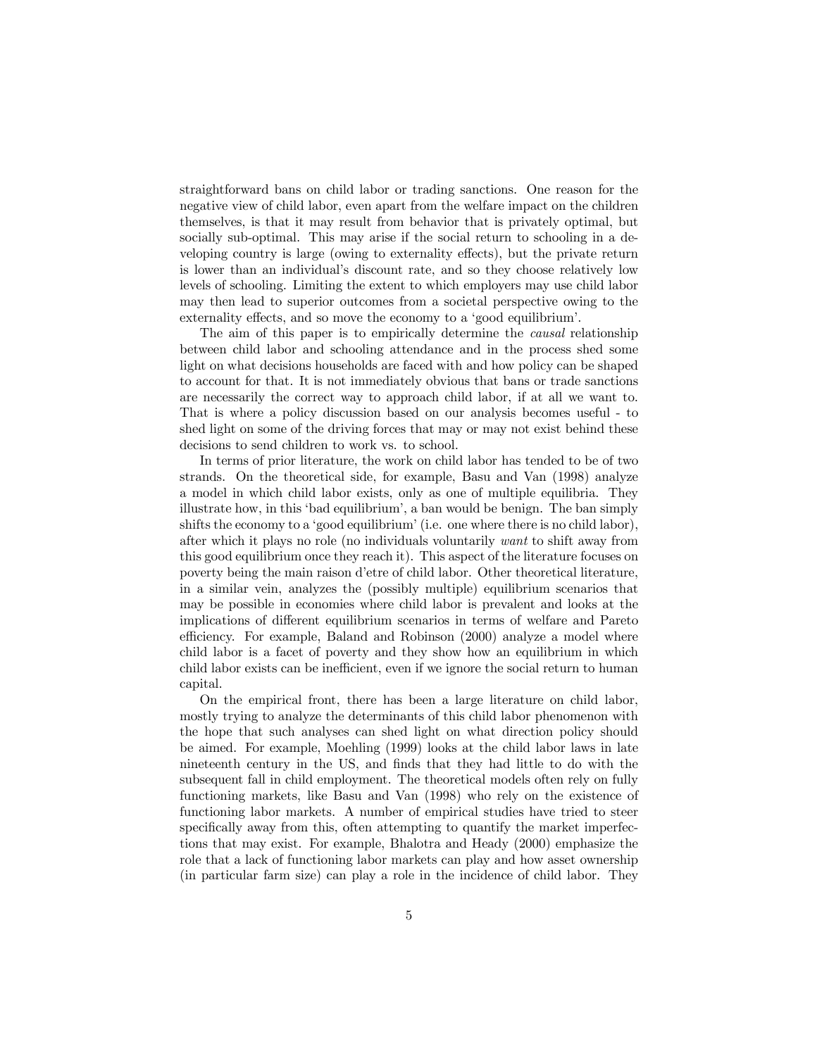straightforward bans on child labor or trading sanctions. One reason for the negative view of child labor, even apart from the welfare impact on the children themselves, is that it may result from behavior that is privately optimal, but socially sub-optimal. This may arise if the social return to schooling in a developing country is large (owing to externality effects), but the private return is lower than an individual's discount rate, and so they choose relatively low levels of schooling. Limiting the extent to which employers may use child labor may then lead to superior outcomes from a societal perspective owing to the externality effects, and so move the economy to a 'good equilibrium'.

The aim of this paper is to empirically determine the *causal* relationship between child labor and schooling attendance and in the process shed some light on what decisions households are faced with and how policy can be shaped to account for that. It is not immediately obvious that bans or trade sanctions are necessarily the correct way to approach child labor, if at all we want to. That is where a policy discussion based on our analysis becomes useful - to shed light on some of the driving forces that may or may not exist behind these decisions to send children to work vs. to school.

In terms of prior literature, the work on child labor has tended to be of two strands. On the theoretical side, for example, Basu and Van (1998) analyze a model in which child labor exists, only as one of multiple equilibria. They illustrate how, in this 'bad equilibrium', a ban would be benign. The ban simply shifts the economy to a 'good equilibrium' (i.e. one where there is no child labor), after which it plays no role (no individuals voluntarily *want* to shift away from this good equilibrium once they reach it). This aspect of the literature focuses on poverty being the main raison d'etre of child labor. Other theoretical literature, in a similar vein, analyzes the (possibly multiple) equilibrium scenarios that may be possible in economies where child labor is prevalent and looks at the implications of different equilibrium scenarios in terms of welfare and Pareto efficiency. For example, Baland and Robinson (2000) analyze a model where child labor is a facet of poverty and they show how an equilibrium in which child labor exists can be inefficient, even if we ignore the social return to human capital.

On the empirical front, there has been a large literature on child labor, mostly trying to analyze the determinants of this child labor phenomenon with the hope that such analyses can shed light on what direction policy should be aimed. For example, Moehling (1999) looks at the child labor laws in late nineteenth century in the US, and finds that they had little to do with the subsequent fall in child employment. The theoretical models often rely on fully functioning markets, like Basu and Van (1998) who rely on the existence of functioning labor markets. A number of empirical studies have tried to steer specifically away from this, often attempting to quantify the market imperfections that may exist. For example, Bhalotra and Heady (2000) emphasize the role that a lack of functioning labor markets can play and how asset ownership (in particular farm size) can play a role in the incidence of child labor. They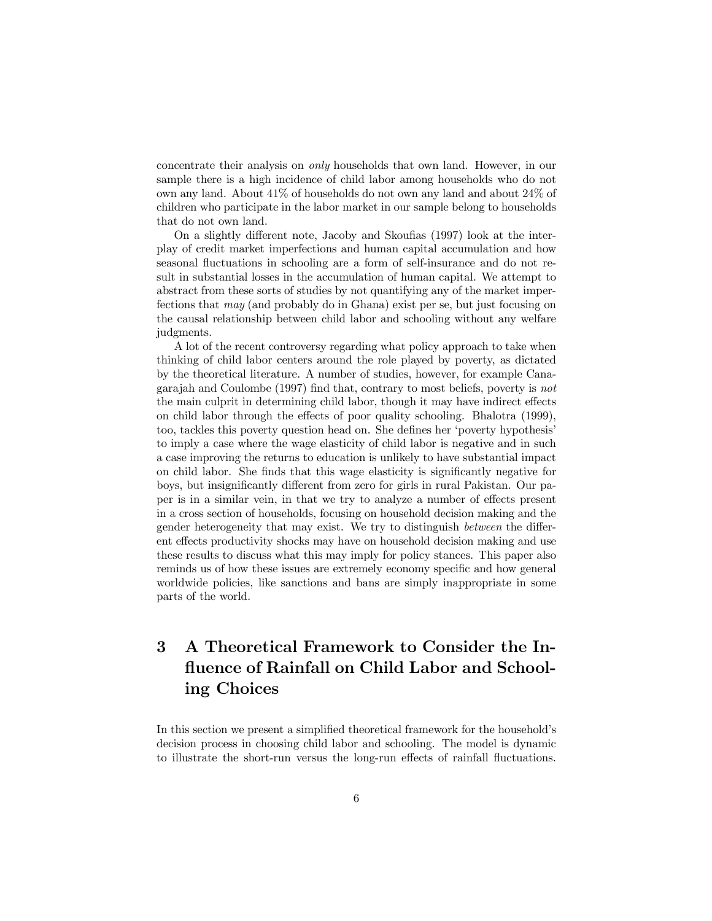concentrate their analysis on *only* households that own land. However, in our sample there is a high incidence of child labor among households who do not own any land. About 41% of households do not own any land and about 24% of children who participate in the labor market in our sample belong to households that do not own land.

On a slightly different note, Jacoby and Skoufias (1997) look at the interplay of credit market imperfections and human capital accumulation and how seasonal fluctuations in schooling are a form of self-insurance and do not result in substantial losses in the accumulation of human capital. We attempt to abstract from these sorts of studies by not quantifying any of the market imperfections that *may* (and probably do in Ghana) exist per se, but just focusing on the causal relationship between child labor and schooling without any welfare judgments.

A lot of the recent controversy regarding what policy approach to take when thinking of child labor centers around the role played by poverty, as dictated by the theoretical literature. A number of studies, however, for example Canagarajah and Coulombe (1997) find that, contrary to most beliefs, poverty is *not* the main culprit in determining child labor, though it may have indirect effects on child labor through the effects of poor quality schooling. Bhalotra (1999), too, tackles this poverty question head on. She defines her 'poverty hypothesis' to imply a case where the wage elasticity of child labor is negative and in such a case improving the returns to education is unlikely to have substantial impact on child labor. She finds that this wage elasticity is significantly negative for boys, but insignificantly different from zero for girls in rural Pakistan. Our paper is in a similar vein, in that we try to analyze a number of effects present in a cross section of households, focusing on household decision making and the gender heterogeneity that may exist. We try to distinguish *between* the different effects productivity shocks may have on household decision making and use these results to discuss what this may imply for policy stances. This paper also reminds us of how these issues are extremely economy specific and how general worldwide policies, like sanctions and bans are simply inappropriate in some parts of the world.

# 3 A Theoretical Framework to Consider the Influence of Rainfall on Child Labor and Schooling Choices

In this section we present a simplified theoretical framework for the household's decision process in choosing child labor and schooling. The model is dynamic to illustrate the short-run versus the long-run effects of rainfall fluctuations.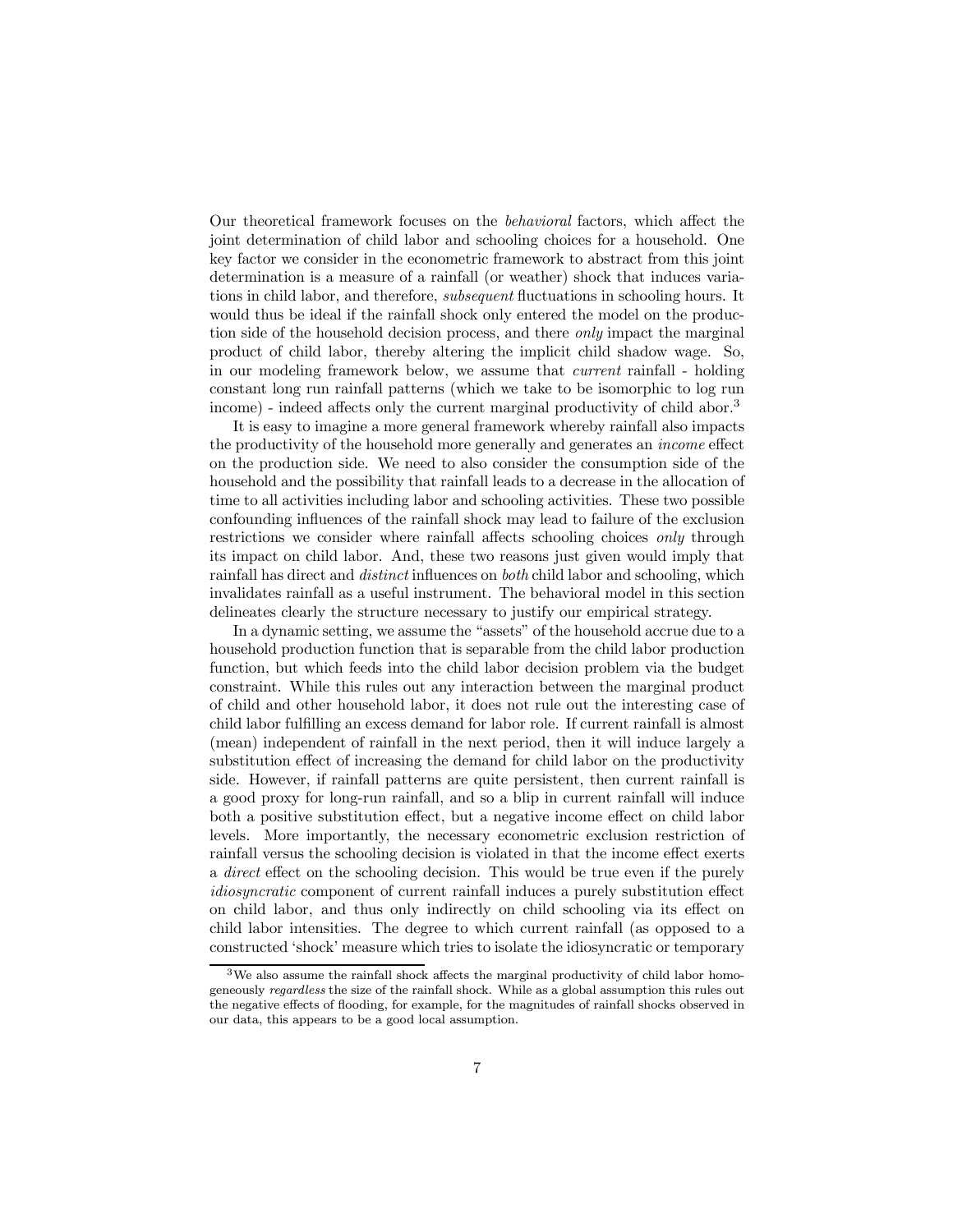Our theoretical framework focuses on the *behavioral* factors, which affect the joint determination of child labor and schooling choices for a household. One key factor we consider in the econometric framework to abstract from this joint determination is a measure of a rainfall (or weather) shock that induces variations in child labor, and therefore, *subsequent* fluctuations in schooling hours. It would thus be ideal if the rainfall shock only entered the model on the production side of the household decision process, and there *only* impact the marginal product of child labor, thereby altering the implicit child shadow wage. So, in our modeling framework below, we assume that *current* rainfall - holding constant long run rainfall patterns (which we take to be isomorphic to log run income) - indeed affects only the current marginal productivity of child abor.[3]

It is easy to imagine a more general framework whereby rainfall also impacts the productivity of the household more generally and generates an *income* effect on the production side. We need to also consider the consumption side of the household and the possibility that rainfall leads to a decrease in the allocation of time to all activities including labor and schooling activities. These two possible confounding influences of the rainfall shock may lead to failure of the exclusion restrictions we consider where rainfall affects schooling choices *only* through its impact on child labor. And, these two reasons just given would imply that rainfall has direct and *distinct* influences on *both* child labor and schooling, which invalidates rainfall as a useful instrument. The behavioral model in this section delineates clearly the structure necessary to justify our empirical strategy.

In a dynamic setting, we assume the "assets" of the household accrue due to a household production function that is separable from the child labor production function, but which feeds into the child labor decision problem via the budget constraint. While this rules out any interaction between the marginal product of child and other household labor, it does not rule out the interesting case of child labor fulfilling an excess demand for labor role. If current rainfall is almost (mean) independent of rainfall in the next period, then it will induce largely a substitution effect of increasing the demand for child labor on the productivity side. However, if rainfall patterns are quite persistent, then current rainfall is a good proxy for long-run rainfall, and so a blip in current rainfall will induce both a positive substitution effect, but a negative income effect on child labor levels. More importantly, the necessary econometric exclusion restriction of rainfall versus the schooling decision is violated in that the income effect exerts a *direct* effect on the schooling decision. This would be true even if the purely *idiosyncratic* component of current rainfall induces a purely substitution effect on child labor, and thus only indirectly on child schooling via its effect on child labor intensities. The degree to which current rainfall (as opposed to a constructed 'shock' measure which tries to isolate the idiosyncratic or temporary

[3] We also assume the rainfall shock affects the marginal productivity of child labor homogeneously *regardless* the size of the rainfall shock. While as a global assumption this rules out the negative effects of flooding, for example, for the magnitudes of rainfall shocks observed in our data, this appears to be a good local assumption.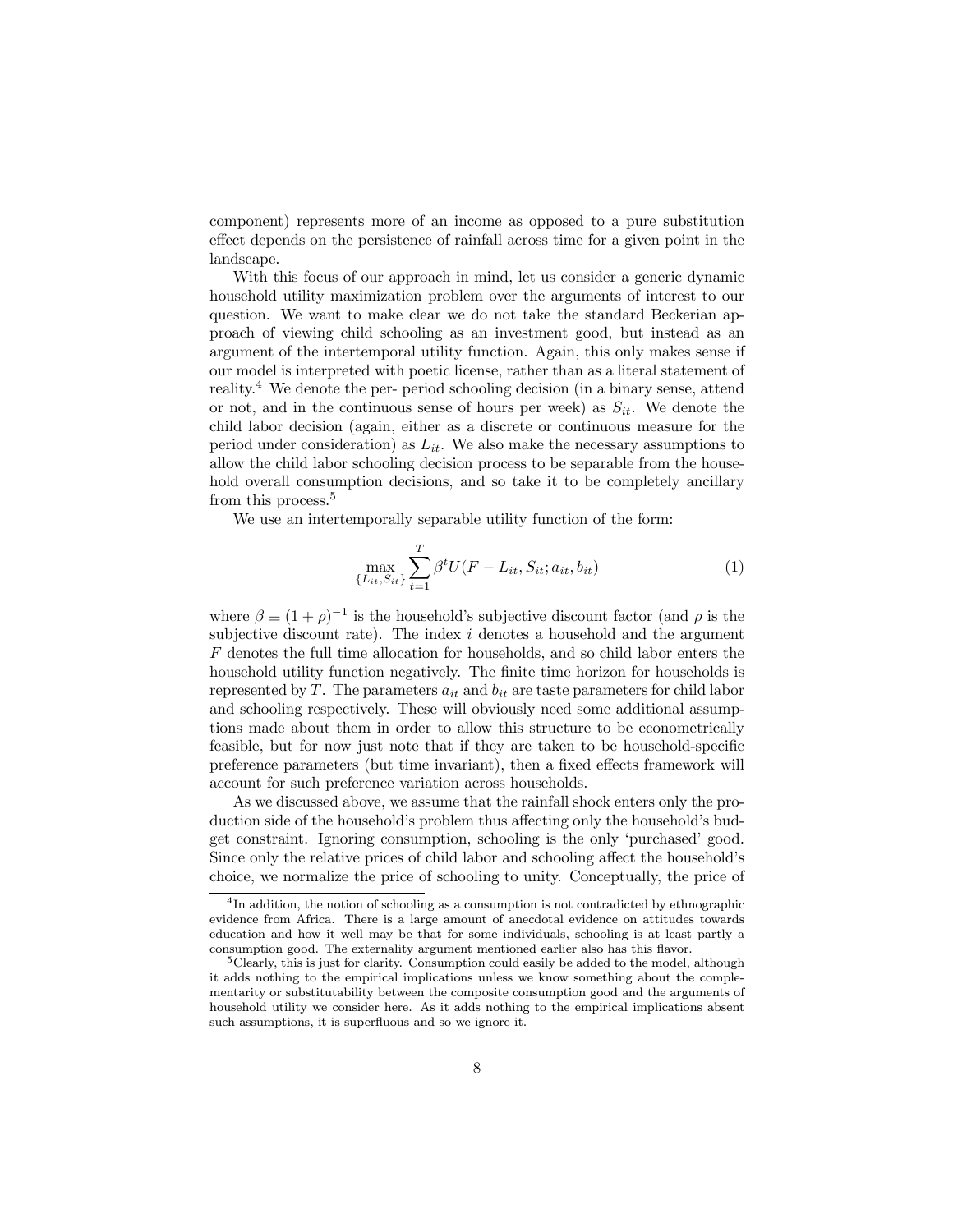component) represents more of an income as opposed to a pure substitution effect depends on the persistence of rainfall across time for a given point in the landscape.

With this focus of our approach in mind, let us consider a generic dynamic household utility maximization problem over the arguments of interest to our question. We want to make clear we do not take the standard Beckerian approach of viewing child schooling as an investment good, but instead as an argument of the intertemporal utility function. Again, this only makes sense if our model is interpreted with poetic license, rather than as a literal statement of reality.[4] We denote the per- period schooling decision (in a binary sense, attend or not, and in the continuous sense of hours per week) as $S_{it}$. We denote the child labor decision (again, either as a discrete or continuous measure for the period under consideration) as $L_{it}$. We also make the necessary assumptions to allow the child labor schooling decision process to be separable from the household overall consumption decisions, and so take it to be completely ancillary from this process.[5]

We use an intertemporally separable utility function of the form:

$$\max_{\{L_{it}, S_{it}\}} \sum_{t=1}^{T} \beta^t U(F - L_{it}, S_{it}; a_{it}, b_{it}) \tag{1}$$

where $\beta \equiv (1+\rho)^{-1}$ is the household's subjective discount factor (and $\rho$ is the subjective discount rate). The index $i$ denotes a household and the argument $F$ denotes the full time allocation for households, and so child labor enters the household utility function negatively. The finite time horizon for households is represented by $T$. The parameters $a_{it}$ and $b_{it}$ are taste parameters for child labor and schooling respectively. These will obviously need some additional assumptions made about them in order to allow this structure to be econometrically feasible, but for now just note that if they are taken to be household-specific preference parameters (but time invariant), then a fixed effects framework will account for such preference variation across households.

As we discussed above, we assume that the rainfall shock enters only the production side of the household's problem thus affecting only the household's budget constraint. Ignoring consumption, schooling is the only 'purchased' good. Since only the relative prices of child labor and schooling affect the household's choice, we normalize the price of schooling to unity. Conceptually, the price of

[4] In addition, the notion of schooling as a consumption is not contradicted by ethnographic evidence from Africa. There is a large amount of anecdotal evidence on attitudes towards education and how it well may be that for some individuals, schooling is at least partly a consumption good. The externality argument mentioned earlier also has this flavor.

[5] Clearly, this is just for clarity. Consumption could easily be added to the model, although it adds nothing to the empirical implications unless we know something about the complementarity or substitutability between the composite consumption good and the arguments of household utility we consider here. As it adds nothing to the empirical implications absent such assumptions, it is superfluous and so we ignore it.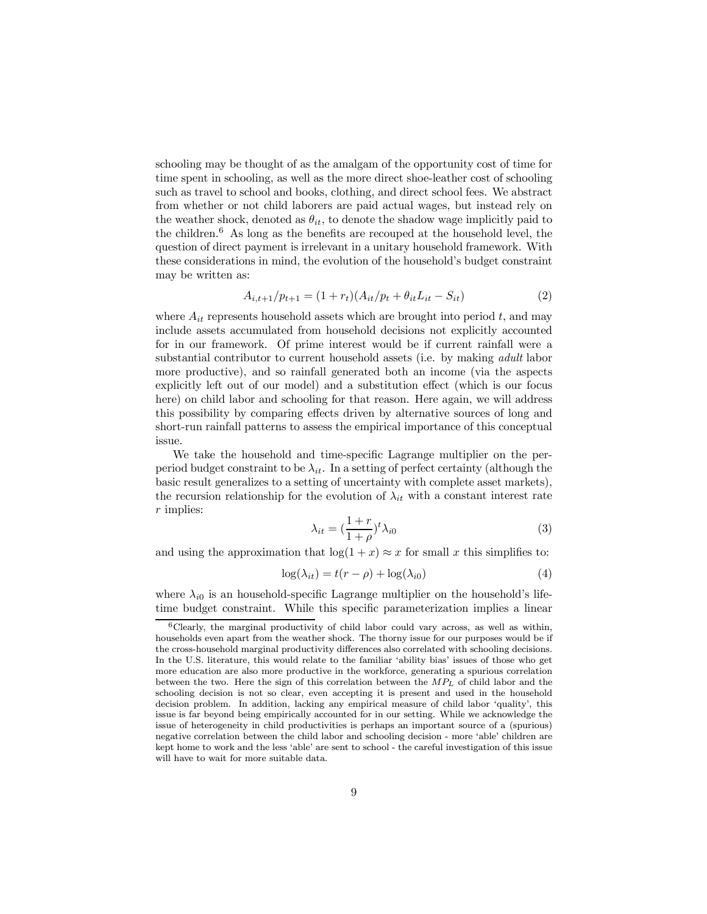schooling may be thought of as the amalgam of the opportunity cost of time for time spent in schooling, as well as the more direct shoe-leather cost of schooling such as travel to school and books, clothing, and direct school fees. We abstract from whether or not child laborers are paid actual wages, but instead rely on the weather shock, denoted as $\theta_{it}$, to denote the shadow wage implicitly paid to the children.[6] As long as the benefits are recouped at the household level, the question of direct payment is irrelevant in a unitary household framework. With these considerations in mind, the evolution of the household's budget constraint may be written as:

$$A_{i,t+1}/p_{t+1} = (1 + r_t)(A_{it}/p_t + \theta_{it}L_{it} - S_{it}) \tag{2}$$

where $A_{it}$ represents household assets which are brought into period $t$, and may include assets accumulated from household decisions not explicitly accounted for in our framework. Of prime interest would be if current rainfall were a substantial contributor to current household assets (i.e. by making *adult* labor more productive), and so rainfall generated both an income (via the aspects explicitly left out of our model) and a substitution effect (which is our focus here) on child labor and schooling for that reason. Here again, we will address this possibility by comparing effects driven by alternative sources of long and short-run rainfall patterns to assess the empirical importance of this conceptual issue.

We take the household and time-specific Lagrange multiplier on the per-period budget constraint to be $\lambda_{it}$. In a setting of perfect certainty (although the basic result generalizes to a setting of uncertainty with complete asset markets), the recursion relationship for the evolution of $\lambda_{it}$ with a constant interest rate $r$ implies:

$$\lambda_{it} = (\frac{1 + r}{1 + \rho})^t \lambda_{i0} \tag{3}$$

and using the approximation that $\log(1 + x) \approx x$ for small $x$ this simplifies to:

$$\log(\lambda_{it}) = t(r - \rho) + \log(\lambda_{i0}) \tag{4}$$

where $\lambda_{i0}$ is an household-specific Lagrange multiplier on the household's lifetime budget constraint. While this specific parameterization implies a linear

[6] Clearly, the marginal productivity of child labor could vary across, as well as within, households even apart from the weather shock. The thorny issue for our purposes would be if the cross-household marginal productivity differences also correlated with schooling decisions. In the U.S. literature, this would relate to the familiar 'ability bias' issues of those who get more education are also more productive in the workforce, generating a spurious correlation between the two. Here the sign of this correlation between the $MP_L$ of child labor and the schooling decision is not so clear, even accepting it is present and used in the household decision problem. In addition, lacking any empirical measure of child labor 'quality', this issue is far beyond being empirically accounted for in our setting. While we acknowledge the issue of heterogeneity in child productivities is perhaps an important source of a (spurious) negative correlation between the child labor and schooling decision - more 'able' children are kept home to work and the less 'able' are sent to school - the careful investigation of this issue will have to wait for more suitable data.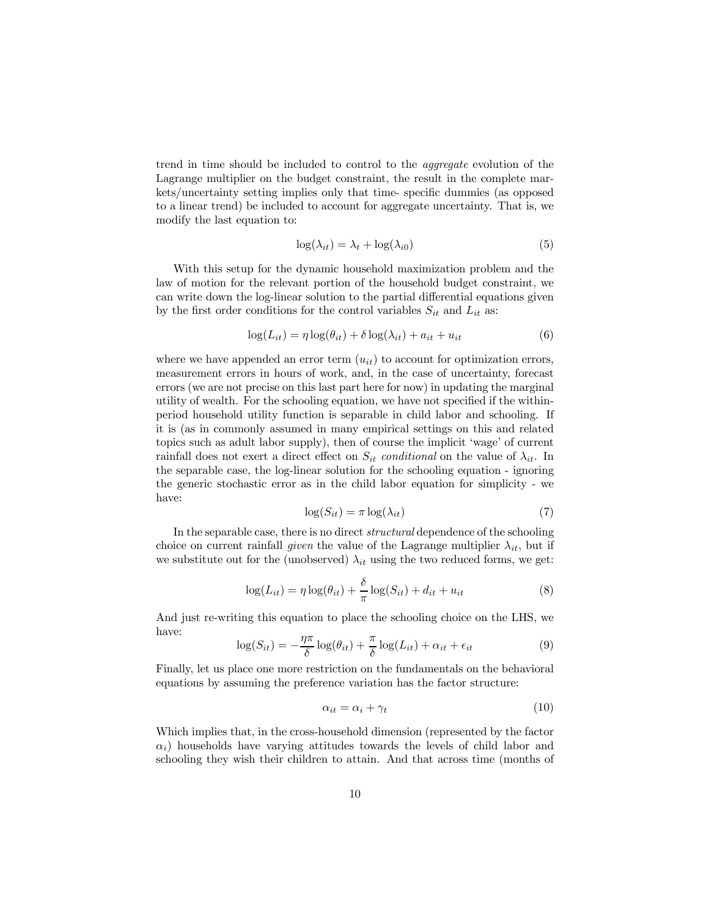trend in time should be included to control to the *aggregate* evolution of the Lagrange multiplier on the budget constraint, the result in the complete markets/uncertainty setting implies only that time- specific dummies (as opposed to a linear trend) be included to account for aggregate uncertainty. That is, we modify the last equation to:

$$\log(\lambda_{it}) = \lambda_t + \log(\lambda_{i0}) \tag{5}$$

With this setup for the dynamic household maximization problem and the law of motion for the relevant portion of the household budget constraint, we can write down the log-linear solution to the partial differential equations given by the first order conditions for the control variables $S_{it}$ and $L_{it}$ as:

$$\log(L_{it}) = \eta \log(\theta_{it}) + \delta \log(\lambda_{it}) + a_{it} + u_{it} \tag{6}$$

where we have appended an error term ($u_{it}$) to account for optimization errors, measurement errors in hours of work, and, in the case of uncertainty, forecast errors (we are not precise on this last part here for now) in updating the marginal utility of wealth. For the schooling equation, we have not specified if the within-period household utility function is separable in child labor and schooling. If it is (as in commonly assumed in many empirical settings on this and related topics such as adult labor supply), then of course the implicit 'wage' of current rainfall does not exert a direct effect on $S_{it}$ *conditional* on the value of $\lambda_{it}$. In the separable case, the log-linear solution for the schooling equation - ignoring the generic stochastic error as in the child labor equation for simplicity - we have:

$$\log(S_{it}) = \pi \log(\lambda_{it}) \tag{7}$$

In the separable case, there is no direct *structural* dependence of the schooling choice on current rainfall *given* the value of the Lagrange multiplier $\lambda_{it}$, but if we substitute out for the (unobserved) $\lambda_{it}$ using the two reduced forms, we get:

$$\log(L_{it}) = \eta \log(\theta_{it}) + \frac{\delta}{\pi} \log(S_{it}) + d_{it} + u_{it} \tag{8}$$

And just re-writing this equation to place the schooling choice on the LHS, we have:

$$\log(S_{it}) = -\frac{\eta\pi}{\delta} \log(\theta_{it}) + \frac{\pi}{\delta} \log(L_{it}) + \alpha_{it} + \epsilon_{it} \tag{9}$$

Finally, let us place one more restriction on the fundamentals on the behavioral equations by assuming the preference variation has the factor structure:

$$\alpha_{it} = \alpha_i + \gamma_t \tag{10}$$

Which implies that, in the cross-household dimension (represented by the factor $\alpha_i$) households have varying attitudes towards the levels of child labor and schooling they wish their children to attain. And that across time (months of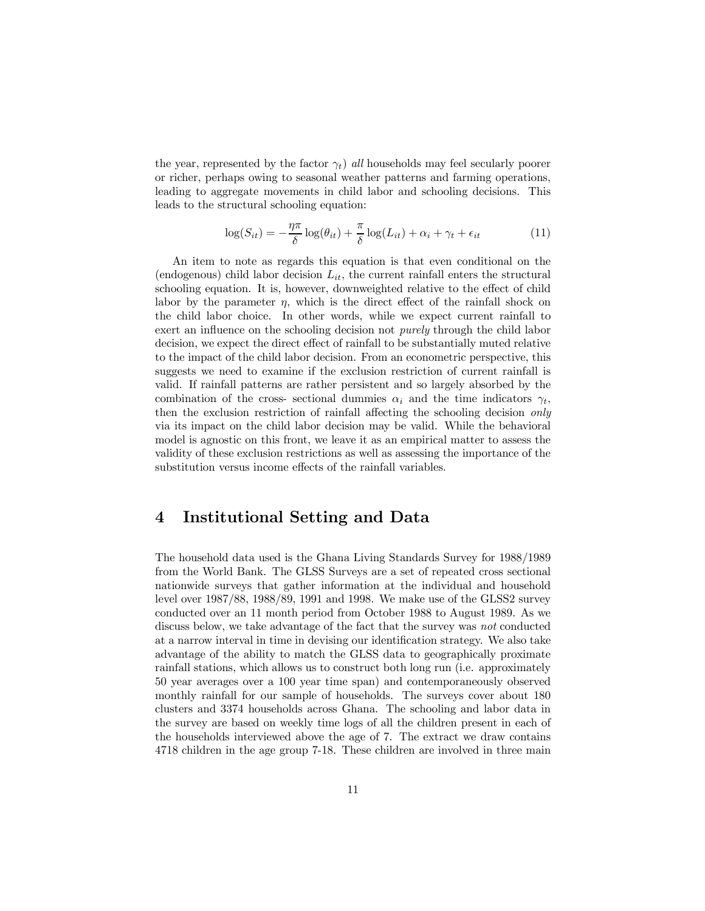the year, represented by the factor $\gamma_t$) *all* households may feel secularly poorer or richer, perhaps owing to seasonal weather patterns and farming operations, leading to aggregate movements in child labor and schooling decisions. This leads to the structural schooling equation:

$$\log(S_{it}) = -\frac{\eta\pi}{\delta}\log(\theta_{it}) + \frac{\pi}{\delta}\log(L_{it}) + \alpha_i + \gamma_t + \epsilon_{it} \tag{11}$$

An item to note as regards this equation is that even conditional on the (endogenous) child labor decision $L_{it}$, the current rainfall enters the structural schooling equation. It is, however, downweighted relative to the effect of child labor by the parameter $\eta$, which is the direct effect of the rainfall shock on the child labor choice. In other words, while we expect current rainfall to exert an influence on the schooling decision not *purely* through the child labor decision, we expect the direct effect of rainfall to be substantially muted relative to the impact of the child labor decision. From an econometric perspective, this suggests we need to examine if the exclusion restriction of current rainfall is valid. If rainfall patterns are rather persistent and so largely absorbed by the combination of the cross- sectional dummies $\alpha_i$ and the time indicators $\gamma_t$, then the exclusion restriction of rainfall affecting the schooling decision *only* via its impact on the child labor decision may be valid. While the behavioral model is agnostic on this front, we leave it as an empirical matter to assess the validity of these exclusion restrictions as well as assessing the importance of the substitution versus income effects of the rainfall variables.

# 4 Institutional Setting and Data

The household data used is the Ghana Living Standards Survey for 1988/1989 from the World Bank. The GLSS Surveys are a set of repeated cross sectional nationwide surveys that gather information at the individual and household level over 1987/88, 1988/89, 1991 and 1998. We make use of the GLSS2 survey conducted over an 11 month period from October 1988 to August 1989. As we discuss below, we take advantage of the fact that the survey was *not* conducted at a narrow interval in time in devising our identification strategy. We also take advantage of the ability to match the GLSS data to geographically proximate rainfall stations, which allows us to construct both long run (i.e. approximately 50 year averages over a 100 year time span) and contemporaneously observed monthly rainfall for our sample of households. The surveys cover about 180 clusters and 3374 households across Ghana. The schooling and labor data in the survey are based on weekly time logs of all the children present in each of the households interviewed above the age of 7. The extract we draw contains 4718 children in the age group 7-18. These children are involved in three main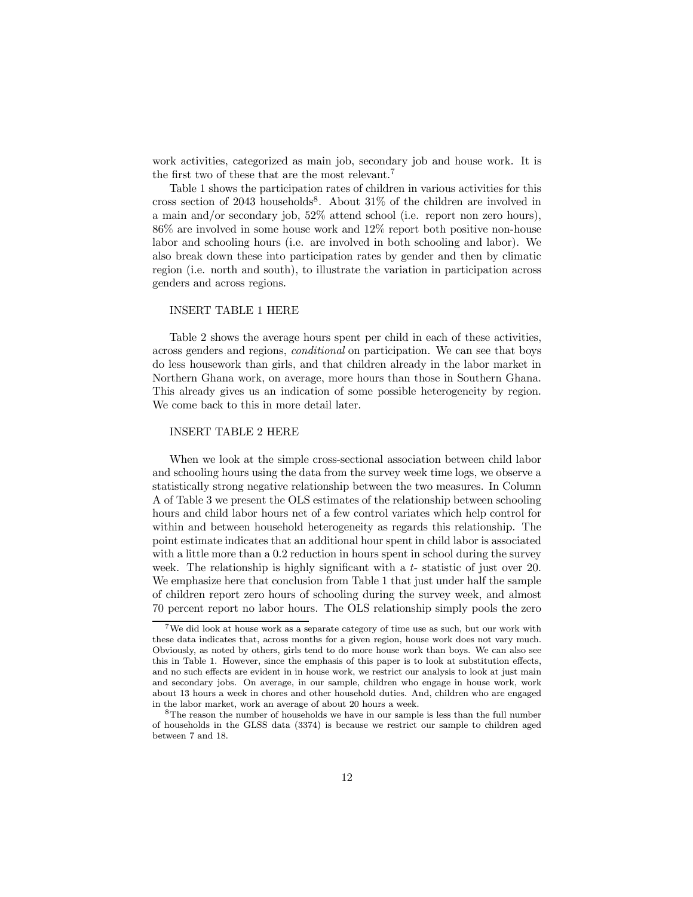work activities, categorized as main job, secondary job and house work. It is the first two of these that are the most relevant.[7]

Table 1 shows the participation rates of children in various activities for this cross section of 2043 households[8]. About 31% of the children are involved in a main and/or secondary job, 52% attend school (i.e. report non zero hours), 86% are involved in some house work and 12% report both positive non-house labor and schooling hours (i.e. are involved in both schooling and labor). We also break down these into participation rates by gender and then by climatic region (i.e. north and south), to illustrate the variation in participation across genders and across regions.

INSERT TABLE 1 HERE

Table 2 shows the average hours spent per child in each of these activities, across genders and regions, *conditional* on participation. We can see that boys do less housework than girls, and that children already in the labor market in Northern Ghana work, on average, more hours than those in Southern Ghana. This already gives us an indication of some possible heterogeneity by region. We come back to this in more detail later.

INSERT TABLE 2 HERE

When we look at the simple cross-sectional association between child labor and schooling hours using the data from the survey week time logs, we observe a statistically strong negative relationship between the two measures. In Column A of Table 3 we present the OLS estimates of the relationship between schooling hours and child labor hours net of a few control variates which help control for within and between household heterogeneity as regards this relationship. The point estimate indicates that an additional hour spent in child labor is associated with a little more than a 0.2 reduction in hours spent in school during the survey week. The relationship is highly significant with a $t$- statistic of just over 20. We emphasize here that conclusion from Table 1 that just under half the sample of children report zero hours of schooling during the survey week, and almost 70 percent report no labor hours. The OLS relationship simply pools the zero

[7] We did look at house work as a separate category of time use as such, but our work with these data indicates that, across months for a given region, house work does not vary much. Obviously, as noted by others, girls tend to do more house work than boys. We can also see this in Table 1. However, since the emphasis of this paper is to look at substitution effects, and no such effects are evident in in house work, we restrict our analysis to look at just main and secondary jobs. On average, in our sample, children who engage in house work, work about 13 hours a week in chores and other household duties. And, children who are engaged in the labor market, work an average of about 20 hours a week.

[8] The reason the number of households we have in our sample is less than the full number of households in the GLSS data (3374) is because we restrict our sample to children aged between 7 and 18.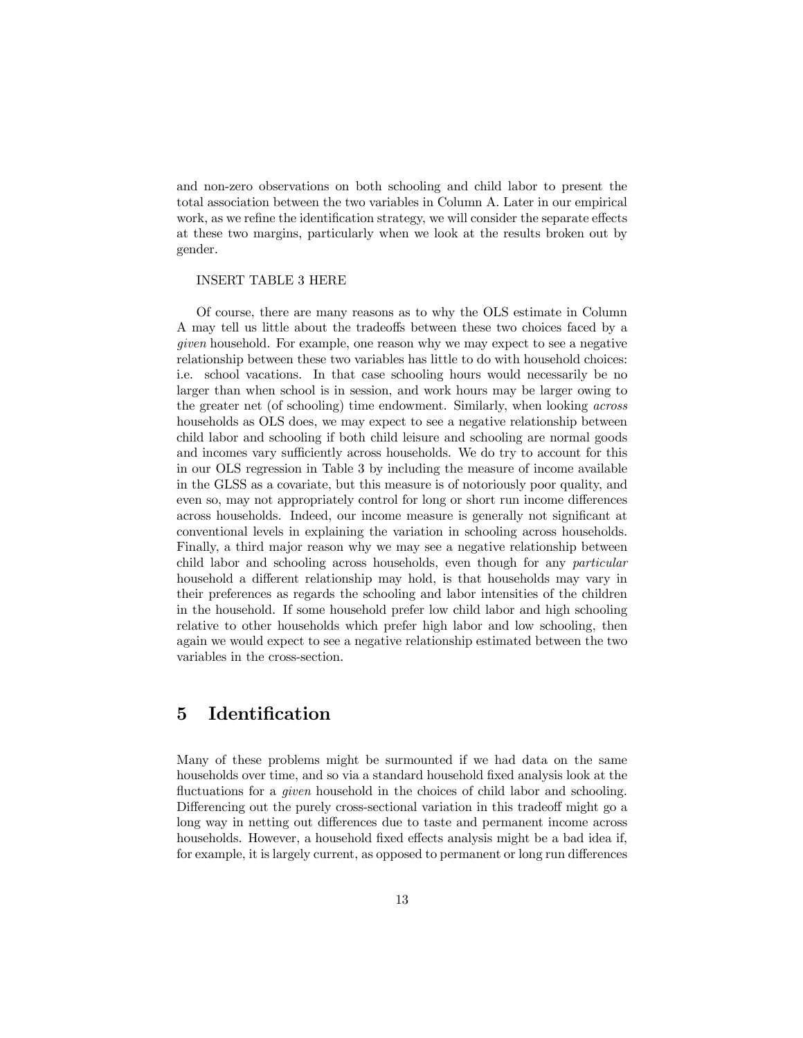and non-zero observations on both schooling and child labor to present the total association between the two variables in Column A. Later in our empirical work, as we refine the identification strategy, we will consider the separate effects at these two margins, particularly when we look at the results broken out by gender.

INSERT TABLE 3 HERE

Of course, there are many reasons as to why the OLS estimate in Column A may tell us little about the tradeoffs between these two choices faced by a *given* household. For example, one reason why we may expect to see a negative relationship between these two variables has little to do with household choices: i.e. school vacations. In that case schooling hours would necessarily be no larger than when school is in session, and work hours may be larger owing to the greater net (of schooling) time endowment. Similarly, when looking *across* households as OLS does, we may expect to see a negative relationship between child labor and schooling if both child leisure and schooling are normal goods and incomes vary sufficiently across households. We do try to account for this in our OLS regression in Table 3 by including the measure of income available in the GLSS as a covariate, but this measure is of notoriously poor quality, and even so, may not appropriately control for long or short run income differences across households. Indeed, our income measure is generally not significant at conventional levels in explaining the variation in schooling across households. Finally, a third major reason why we may see a negative relationship between child labor and schooling across households, even though for any *particular* household a different relationship may hold, is that households may vary in their preferences as regards the schooling and labor intensities of the children in the household. If some household prefer low child labor and high schooling relative to other households which prefer high labor and low schooling, then again we would expect to see a negative relationship estimated between the two variables in the cross-section.

## 5 Identification

Many of these problems might be surmounted if we had data on the same households over time, and so via a standard household fixed analysis look at the fluctuations for a *given* household in the choices of child labor and schooling. Differencing out the purely cross-sectional variation in this tradeoff might go a long way in netting out differences due to taste and permanent income across households. However, a household fixed effects analysis might be a bad idea if, for example, it is largely current, as opposed to permanent or long run differences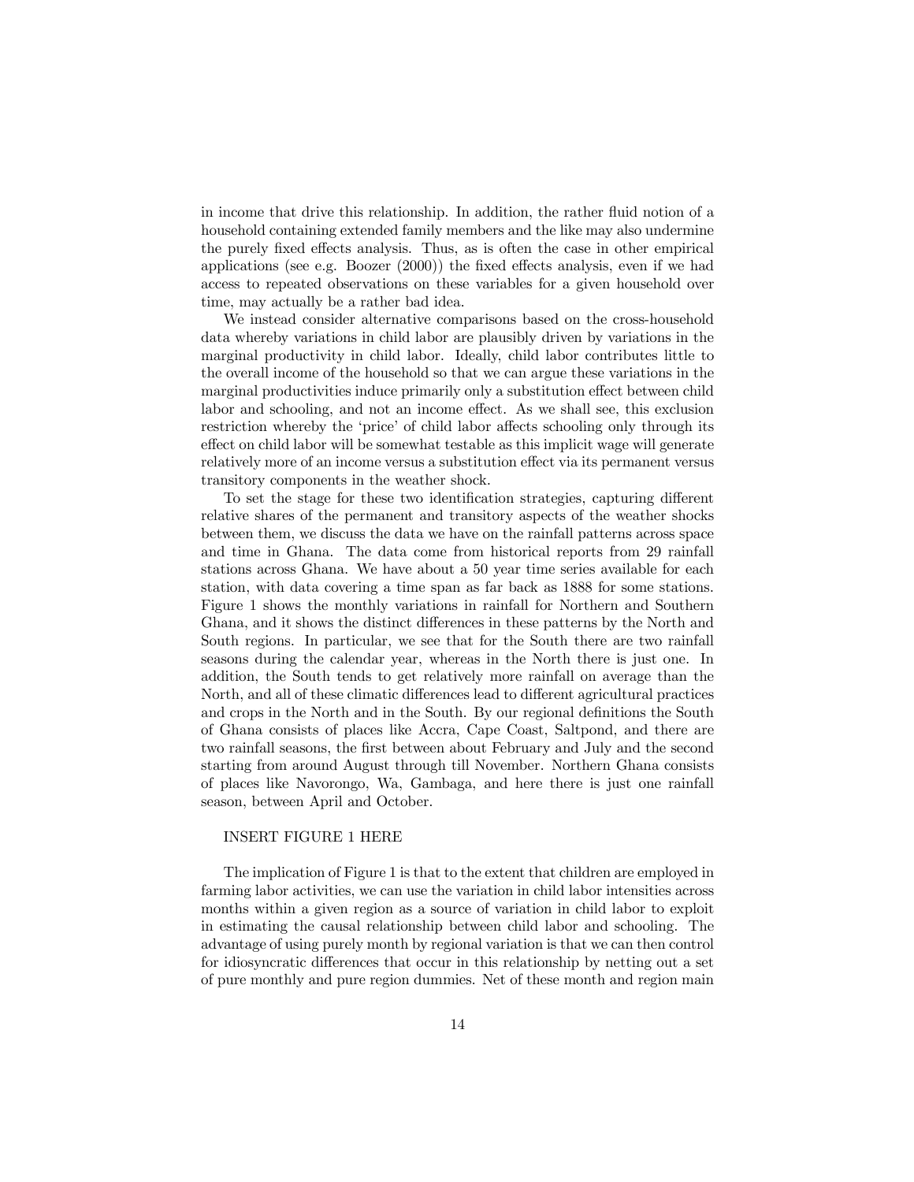in income that drive this relationship. In addition, the rather fluid notion of a household containing extended family members and the like may also undermine the purely fixed effects analysis. Thus, as is often the case in other empirical applications (see e.g. Boozer (2000)) the fixed effects analysis, even if we had access to repeated observations on these variables for a given household over time, may actually be a rather bad idea.

We instead consider alternative comparisons based on the cross-household data whereby variations in child labor are plausibly driven by variations in the marginal productivity in child labor. Ideally, child labor contributes little to the overall income of the household so that we can argue these variations in the marginal productivities induce primarily only a substitution effect between child labor and schooling, and not an income effect. As we shall see, this exclusion restriction whereby the 'price' of child labor affects schooling only through its effect on child labor will be somewhat testable as this implicit wage will generate relatively more of an income versus a substitution effect via its permanent versus transitory components in the weather shock.

To set the stage for these two identification strategies, capturing different relative shares of the permanent and transitory aspects of the weather shocks between them, we discuss the data we have on the rainfall patterns across space and time in Ghana. The data come from historical reports from 29 rainfall stations across Ghana. We have about a 50 year time series available for each station, with data covering a time span as far back as 1888 for some stations. Figure 1 shows the monthly variations in rainfall for Northern and Southern Ghana, and it shows the distinct differences in these patterns by the North and South regions. In particular, we see that for the South there are two rainfall seasons during the calendar year, whereas in the North there is just one. In addition, the South tends to get relatively more rainfall on average than the North, and all of these climatic differences lead to different agricultural practices and crops in the North and in the South. By our regional definitions the South of Ghana consists of places like Accra, Cape Coast, Saltpond, and there are two rainfall seasons, the first between about February and July and the second starting from around August through till November. Northern Ghana consists of places like Navorongo, Wa, Gambaga, and here there is just one rainfall season, between April and October.

INSERT FIGURE 1 HERE

The implication of Figure 1 is that to the extent that children are employed in farming labor activities, we can use the variation in child labor intensities across months within a given region as a source of variation in child labor to exploit in estimating the causal relationship between child labor and schooling. The advantage of using purely month by regional variation is that we can then control for idiosyncratic differences that occur in this relationship by netting out a set of pure monthly and pure region dummies. Net of these month and region main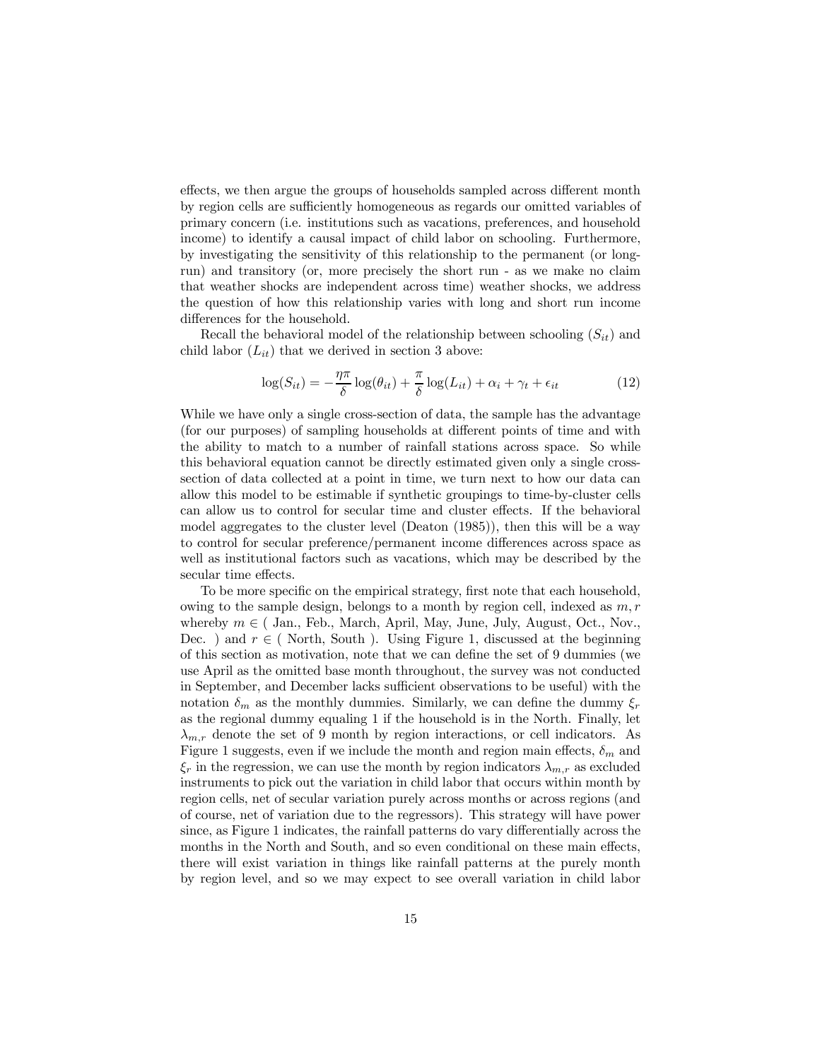effects, we then argue the groups of households sampled across different month by region cells are sufficiently homogeneous as regards our omitted variables of primary concern (i.e. institutions such as vacations, preferences, and household income) to identify a causal impact of child labor on schooling. Furthermore, by investigating the sensitivity of this relationship to the permanent (or long-run) and transitory (or, more precisely the short run - as we make no claim that weather shocks are independent across time) weather shocks, we address the question of how this relationship varies with long and short run income differences for the household.

Recall the behavioral model of the relationship between schooling ($S_{it}$) and child labor ($L_{it}$) that we derived in section 3 above:

$$\log(S_{it}) = -\frac{\eta\pi}{\delta}\log(\theta_{it}) + \frac{\pi}{\delta}\log(L_{it}) + \alpha_i + \gamma_t + \epsilon_{it} \tag{12}$$

While we have only a single cross-section of data, the sample has the advantage (for our purposes) of sampling households at different points of time and with the ability to match to a number of rainfall stations across space. So while this behavioral equation cannot be directly estimated given only a single cross-section of data collected at a point in time, we turn next to how our data can allow this model to be estimable if synthetic groupings to time-by-cluster cells can allow us to control for secular time and cluster effects. If the behavioral model aggregates to the cluster level (Deaton (1985)), then this will be a way to control for secular preference/permanent income differences across space as well as institutional factors such as vacations, which may be described by the secular time effects.

To be more specific on the empirical strategy, first note that each household, owing to the sample design, belongs to a month by region cell, indexed as $m, r$ whereby $m \in$ ( Jan., Feb., March, April, May, June, July, August, Oct., Nov., Dec. ) and $r \in$ ( North, South ). Using Figure 1, discussed at the beginning of this section as motivation, note that we can define the set of 9 dummies (we use April as the omitted base month throughout, the survey was not conducted in September, and December lacks sufficient observations to be useful) with the notation $\delta_m$ as the monthly dummies. Similarly, we can define the dummy $\xi_r$ as the regional dummy equaling 1 if the household is in the North. Finally, let $\lambda_{m,r}$ denote the set of 9 month by region interactions, or cell indicators. As Figure 1 suggests, even if we include the month and region main effects, $\delta_m$ and $\xi_r$ in the regression, we can use the month by region indicators $\lambda_{m,r}$ as excluded instruments to pick out the variation in child labor that occurs within month by region cells, net of secular variation purely across months or across regions (and of course, net of variation due to the regressors). This strategy will have power since, as Figure 1 indicates, the rainfall patterns do vary differentially across the months in the North and South, and so even conditional on these main effects, there will exist variation in things like rainfall patterns at the purely month by region level, and so we may expect to see overall variation in child labor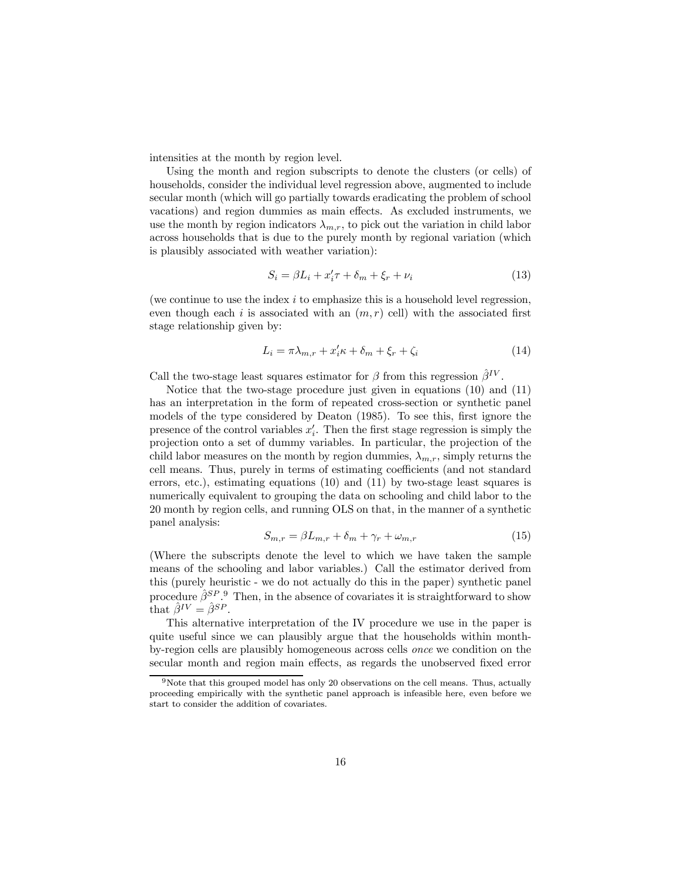intensities at the month by region level.

Using the month and region subscripts to denote the clusters (or cells) of households, consider the individual level regression above, augmented to include secular month (which will go partially towards eradicating the problem of school vacations) and region dummies as main effects. As excluded instruments, we use the month by region indicators $\lambda_{m,r}$, to pick out the variation in child labor across households that is due to the purely month by regional variation (which is plausibly associated with weather variation):

$$S_i = \beta L_i + x_i'\tau + \delta_m + \xi_r + \nu_i \tag{13}$$

(we continue to use the index $i$ to emphasize this is a household level regression, even though each $i$ is associated with an $(m, r)$ cell) with the associated first stage relationship given by:

$$L_i = \pi\lambda_{m,r} + x_i'\kappa + \delta_m + \xi_r + \zeta_i \tag{14}$$

Call the two-stage least squares estimator for $\beta$ from this regression $\hat{\beta}^{IV}$.

Notice that the two-stage procedure just given in equations (10) and (11) has an interpretation in the form of repeated cross-section or synthetic panel models of the type considered by Deaton (1985). To see this, first ignore the presence of the control variables $x_i'$. Then the first stage regression is simply the projection onto a set of dummy variables. In particular, the projection of the child labor measures on the month by region dummies, $\lambda_{m,r}$, simply returns the cell means. Thus, purely in terms of estimating coefficients (and not standard errors, etc.), estimating equations (10) and (11) by two-stage least squares is numerically equivalent to grouping the data on schooling and child labor to the 20 month by region cells, and running OLS on that, in the manner of a synthetic panel analysis:

$$S_{m,r} = \beta L_{m,r} + \delta_m + \gamma_r + \omega_{m,r} \tag{15}$$

(Where the subscripts denote the level to which we have taken the sample means of the schooling and labor variables.) Call the estimator derived from this (purely heuristic - we do not actually do this in the paper) synthetic panel procedure $\hat{\beta}^{SP}$.[9] Then, in the absence of covariates it is straightforward to show that $\hat{\beta}^{IV} = \hat{\beta}^{SP}$.

This alternative interpretation of the IV procedure we use in the paper is quite useful since we can plausibly argue that the households within month-by-region cells are plausibly homogeneous across cells *once* we condition on the secular month and region main effects, as regards the unobserved fixed error

[9] Note that this grouped model has only 20 observations on the cell means. Thus, actually proceeding empirically with the synthetic panel approach is infeasible here, even before we start to consider the addition of covariates.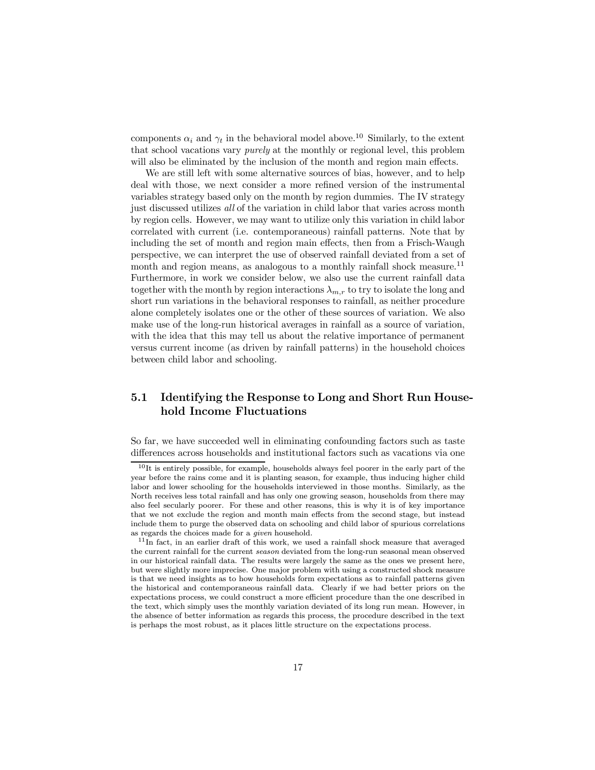components $\alpha_i$ and $\gamma_t$ in the behavioral model above.[10] Similarly, to the extent that school vacations vary *purely* at the monthly or regional level, this problem will also be eliminated by the inclusion of the month and region main effects.

We are still left with some alternative sources of bias, however, and to help deal with those, we next consider a more refined version of the instrumental variables strategy based only on the month by region dummies. The IV strategy just discussed utilizes *all* of the variation in child labor that varies across month by region cells. However, we may want to utilize only this variation in child labor correlated with current (i.e. contemporaneous) rainfall patterns. Note that by including the set of month and region main effects, then from a Frisch-Waugh perspective, we can interpret the use of observed rainfall deviated from a set of month and region means, as analogous to a monthly rainfall shock measure.[11] Furthermore, in work we consider below, we also use the current rainfall data together with the month by region interactions $\lambda_{m,r}$ to try to isolate the long and short run variations in the behavioral responses to rainfall, as neither procedure alone completely isolates one or the other of these sources of variation. We also make use of the long-run historical averages in rainfall as a source of variation, with the idea that this may tell us about the relative importance of permanent versus current income (as driven by rainfall patterns) in the household choices between child labor and schooling.

## 5.1 Identifying the Response to Long and Short Run Household Income Fluctuations

So far, we have succeeded well in eliminating confounding factors such as taste differences across households and institutional factors such as vacations via one

[10] It is entirely possible, for example, households always feel poorer in the early part of the year before the rains come and it is planting season, for example, thus inducing higher child labor and lower schooling for the households interviewed in those months. Similarly, as the North receives less total rainfall and has only one growing season, households from there may also feel secularly poorer. For these and other reasons, this is why it is of key importance that we not exclude the region and month main effects from the second stage, but instead include them to purge the observed data on schooling and child labor of spurious correlations as regards the choices made for a *given* household.

[11] In fact, in an earlier draft of this work, we used a rainfall shock measure that averaged the current rainfall for the current *season* deviated from the long-run seasonal mean observed in our historical rainfall data. The results were largely the same as the ones we present here, but were slightly more imprecise. One major problem with using a constructed shock measure is that we need insights as to how households form expectations as to rainfall patterns given the historical and contemporaneous rainfall data. Clearly if we had better priors on the expectations process, we could construct a more efficient procedure than the one described in the text, which simply uses the monthly variation deviated of its long run mean. However, in the absence of better information as regards this process, the procedure described in the text is perhaps the most robust, as it places little structure on the expectations process.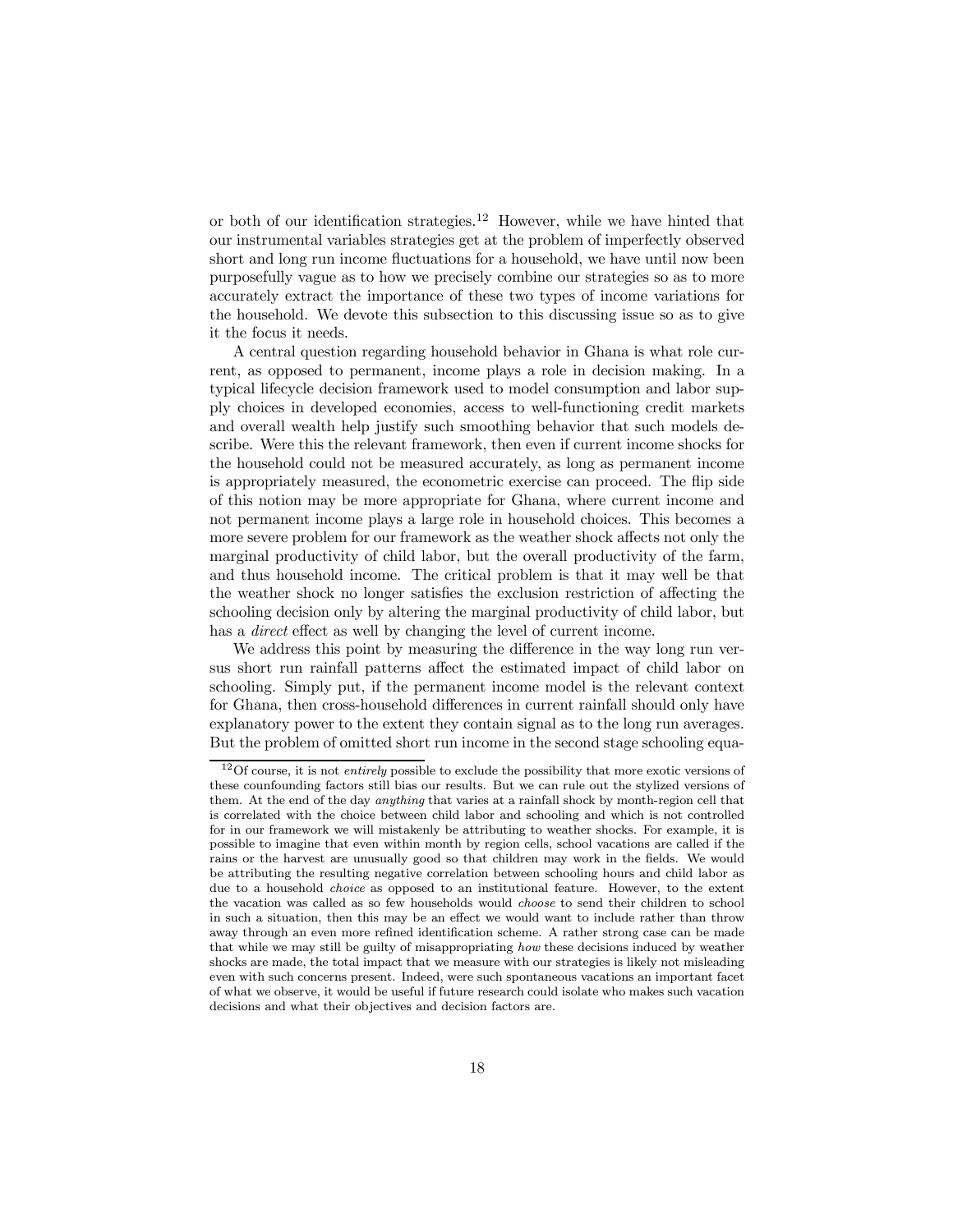or both of our identification strategies.[12] However, while we have hinted that our instrumental variables strategies get at the problem of imperfectly observed short and long run income fluctuations for a household, we have until now been purposefully vague as to how we precisely combine our strategies so as to more accurately extract the importance of these two types of income variations for the household. We devote this subsection to this discussing issue so as to give it the focus it needs.

A central question regarding household behavior in Ghana is what role current, as opposed to permanent, income plays a role in decision making. In a typical lifecycle decision framework used to model consumption and labor supply choices in developed economies, access to well-functioning credit markets and overall wealth help justify such smoothing behavior that such models describe. Were this the relevant framework, then even if current income shocks for the household could not be measured accurately, as long as permanent income is appropriately measured, the econometric exercise can proceed. The flip side of this notion may be more appropriate for Ghana, where current income and not permanent income plays a large role in household choices. This becomes a more severe problem for our framework as the weather shock affects not only the marginal productivity of child labor, but the overall productivity of the farm, and thus household income. The critical problem is that it may well be that the weather shock no longer satisfies the exclusion restriction of affecting the schooling decision only by altering the marginal productivity of child labor, but has a *direct* effect as well by changing the level of current income.

We address this point by measuring the difference in the way long run versus short run rainfall patterns affect the estimated impact of child labor on schooling. Simply put, if the permanent income model is the relevant context for Ghana, then cross-household differences in current rainfall should only have explanatory power to the extent they contain signal as to the long run averages. But the problem of omitted short run income in the second stage schooling equa-

[12] Of course, it is not *entirely* possible to exclude the possibility that more exotic versions of these counfounding factors still bias our results. But we can rule out the stylized versions of them. At the end of the day *anything* that varies at a rainfall shock by month-region cell that is correlated with the choice between child labor and schooling and which is not controlled for in our framework we will mistakenly be attributing to weather shocks. For example, it is possible to imagine that even within month by region cells, school vacations are called if the rains or the harvest are unusually good so that children may work in the fields. We would be attributing the resulting negative correlation between schooling hours and child labor as due to a household *choice* as opposed to an institutional feature. However, to the extent the vacation was called as so few households would *choose* to send their children to school in such a situation, then this may be an effect we would want to include rather than throw away through an even more refined identification scheme. A rather strong case can be made that while we may still be guilty of misappropriating *how* these decisions induced by weather shocks are made, the total impact that we measure with our strategies is likely not misleading even with such concerns present. Indeed, were such spontaneous vacations an important facet of what we observe, it would be useful if future research could isolate who makes such vacation decisions and what their objectives and decision factors are.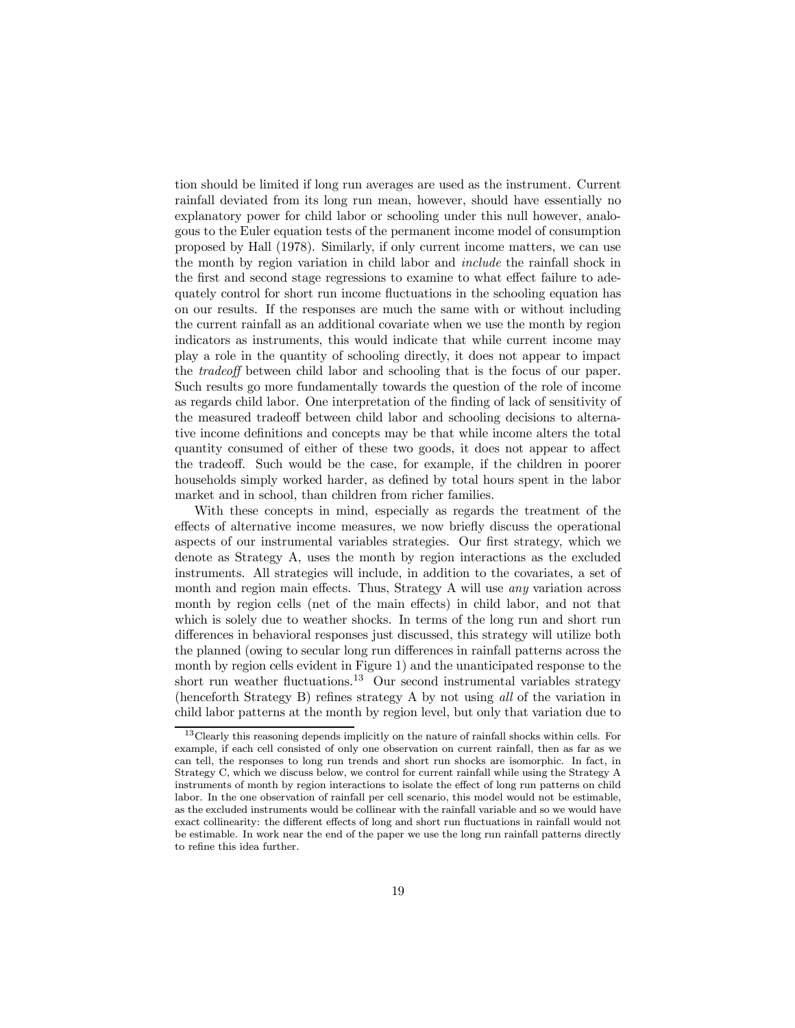tion should be limited if long run averages are used as the instrument. Current rainfall deviated from its long run mean, however, should have essentially no explanatory power for child labor or schooling under this null however, analogous to the Euler equation tests of the permanent income model of consumption proposed by Hall (1978). Similarly, if only current income matters, we can use the month by region variation in child labor and *include* the rainfall shock in the first and second stage regressions to examine to what effect failure to adequately control for short run income fluctuations in the schooling equation has on our results. If the responses are much the same with or without including the current rainfall as an additional covariate when we use the month by region indicators as instruments, this would indicate that while current income may play a role in the quantity of schooling directly, it does not appear to impact the *tradeoff* between child labor and schooling that is the focus of our paper. Such results go more fundamentally towards the question of the role of income as regards child labor. One interpretation of the finding of lack of sensitivity of the measured tradeoff between child labor and schooling decisions to alternative income definitions and concepts may be that while income alters the total quantity consumed of either of these two goods, it does not appear to affect the tradeoff. Such would be the case, for example, if the children in poorer households simply worked harder, as defined by total hours spent in the labor market and in school, than children from richer families.

With these concepts in mind, especially as regards the treatment of the effects of alternative income measures, we now briefly discuss the operational aspects of our instrumental variables strategies. Our first strategy, which we denote as Strategy A, uses the month by region interactions as the excluded instruments. All strategies will include, in addition to the covariates, a set of month and region main effects. Thus, Strategy A will use *any* variation across month by region cells (net of the main effects) in child labor, and not that which is solely due to weather shocks. In terms of the long run and short run differences in behavioral responses just discussed, this strategy will utilize both the planned (owing to secular long run differences in rainfall patterns across the month by region cells evident in Figure 1) and the unanticipated response to the short run weather fluctuations.[13] Our second instrumental variables strategy (henceforth Strategy B) refines strategy A by not using *all* of the variation in child labor patterns at the month by region level, but only that variation due to

[13] Clearly this reasoning depends implicitly on the nature of rainfall shocks within cells. For example, if each cell consisted of only one observation on current rainfall, then as far as we can tell, the responses to long run trends and short run shocks are isomorphic. In fact, in Strategy C, which we discuss below, we control for current rainfall while using the Strategy A instruments of month by region interactions to isolate the effect of long run patterns on child labor. In the one observation of rainfall per cell scenario, this model would not be estimable, as the excluded instruments would be collinear with the rainfall variable and so we would have exact collinearity: the different effects of long and short run fluctuations in rainfall would not be estimable. In work near the end of the paper we use the long run rainfall patterns directly to refine this idea further.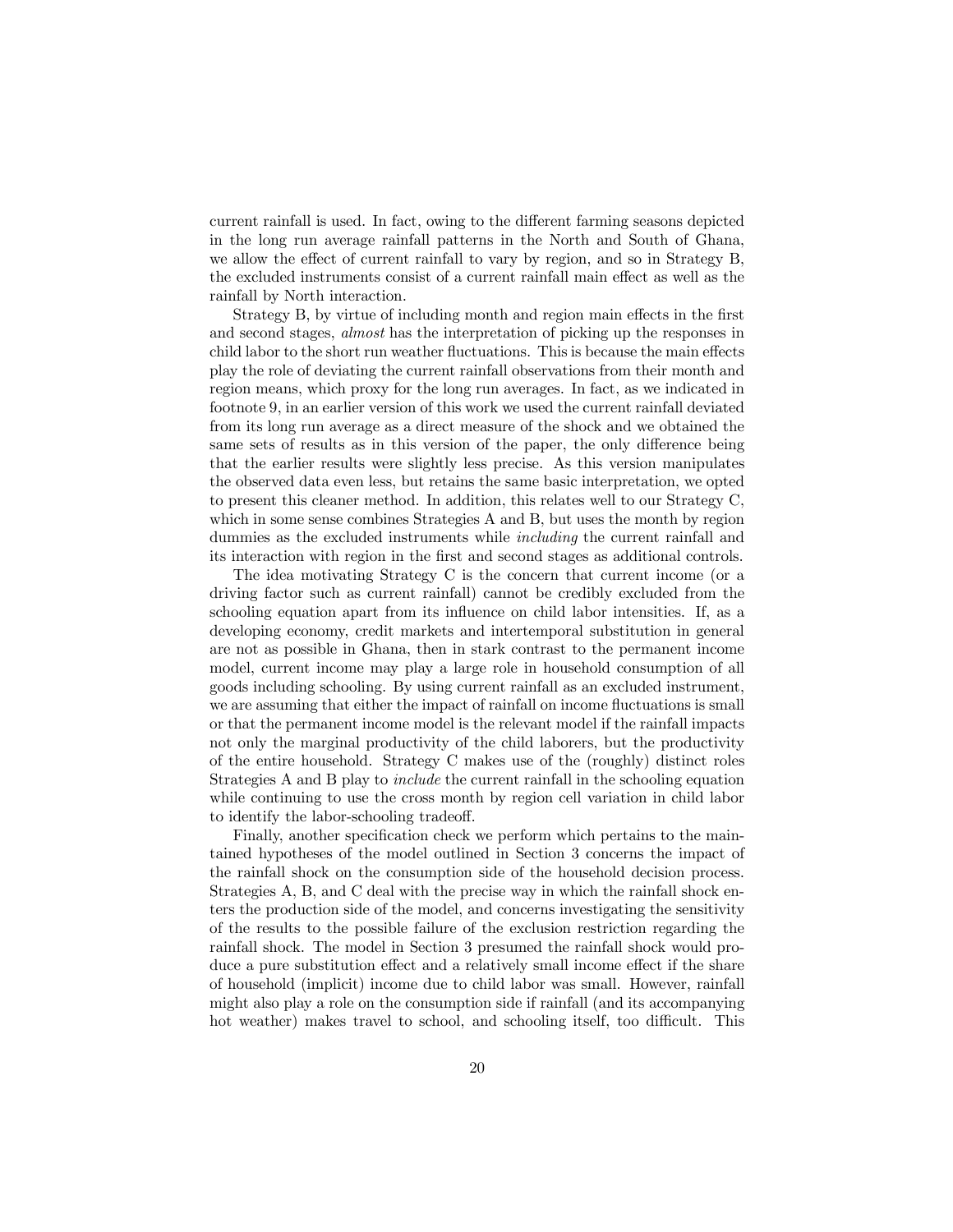current rainfall is used. In fact, owing to the different farming seasons depicted in the long run average rainfall patterns in the North and South of Ghana, we allow the effect of current rainfall to vary by region, and so in Strategy B, the excluded instruments consist of a current rainfall main effect as well as the rainfall by North interaction.

Strategy B, by virtue of including month and region main effects in the first and second stages, *almost* has the interpretation of picking up the responses in child labor to the short run weather fluctuations. This is because the main effects play the role of deviating the current rainfall observations from their month and region means, which proxy for the long run averages. In fact, as we indicated in footnote 9, in an earlier version of this work we used the current rainfall deviated from its long run average as a direct measure of the shock and we obtained the same sets of results as in this version of the paper, the only difference being that the earlier results were slightly less precise. As this version manipulates the observed data even less, but retains the same basic interpretation, we opted to present this cleaner method. In addition, this relates well to our Strategy C, which in some sense combines Strategies A and B, but uses the month by region dummies as the excluded instruments while *including* the current rainfall and its interaction with region in the first and second stages as additional controls.

The idea motivating Strategy C is the concern that current income (or a driving factor such as current rainfall) cannot be credibly excluded from the schooling equation apart from its influence on child labor intensities. If, as a developing economy, credit markets and intertemporal substitution in general are not as possible in Ghana, then in stark contrast to the permanent income model, current income may play a large role in household consumption of all goods including schooling. By using current rainfall as an excluded instrument, we are assuming that either the impact of rainfall on income fluctuations is small or that the permanent income model is the relevant model if the rainfall impacts not only the marginal productivity of the child laborers, but the productivity of the entire household. Strategy C makes use of the (roughly) distinct roles Strategies A and B play to *include* the current rainfall in the schooling equation while continuing to use the cross month by region cell variation in child labor to identify the labor-schooling tradeoff.

Finally, another specification check we perform which pertains to the maintained hypotheses of the model outlined in Section 3 concerns the impact of the rainfall shock on the consumption side of the household decision process. Strategies A, B, and C deal with the precise way in which the rainfall shock enters the production side of the model, and concerns investigating the sensitivity of the results to the possible failure of the exclusion restriction regarding the rainfall shock. The model in Section 3 presumed the rainfall shock would produce a pure substitution effect and a relatively small income effect if the share of household (implicit) income due to child labor was small. However, rainfall might also play a role on the consumption side if rainfall (and its accompanying hot weather) makes travel to school, and schooling itself, too difficult. This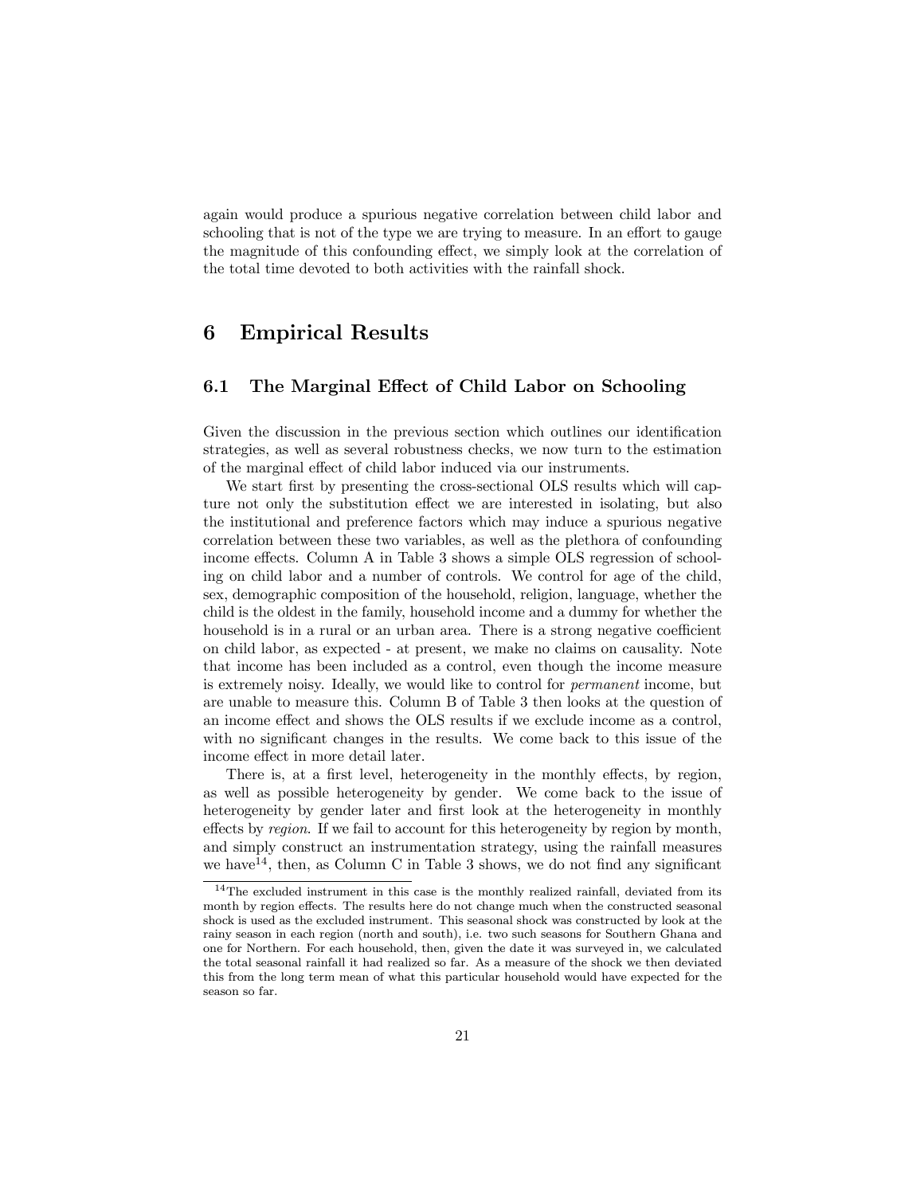again would produce a spurious negative correlation between child labor and schooling that is not of the type we are trying to measure. In an effort to gauge the magnitude of this confounding effect, we simply look at the correlation of the total time devoted to both activities with the rainfall shock.

# 6 Empirical Results

## 6.1 The Marginal Effect of Child Labor on Schooling

Given the discussion in the previous section which outlines our identification strategies, as well as several robustness checks, we now turn to the estimation of the marginal effect of child labor induced via our instruments.

We start first by presenting the cross-sectional OLS results which will capture not only the substitution effect we are interested in isolating, but also the institutional and preference factors which may induce a spurious negative correlation between these two variables, as well as the plethora of confounding income effects. Column A in Table 3 shows a simple OLS regression of schooling on child labor and a number of controls. We control for age of the child, sex, demographic composition of the household, religion, language, whether the child is the oldest in the family, household income and a dummy for whether the household is in a rural or an urban area. There is a strong negative coefficient on child labor, as expected - at present, we make no claims on causality. Note that income has been included as a control, even though the income measure is extremely noisy. Ideally, we would like to control for *permanent* income, but are unable to measure this. Column B of Table 3 then looks at the question of an income effect and shows the OLS results if we exclude income as a control, with no significant changes in the results. We come back to this issue of the income effect in more detail later.

There is, at a first level, heterogeneity in the monthly effects, by region, as well as possible heterogeneity by gender. We come back to the issue of heterogeneity by gender later and first look at the heterogeneity in monthly effects by *region*. If we fail to account for this heterogeneity by region by month, and simply construct an instrumentation strategy, using the rainfall measures we have[14], then, as Column C in Table 3 shows, we do not find any significant

[14] The excluded instrument in this case is the monthly realized rainfall, deviated from its month by region effects. The results here do not change much when the constructed seasonal shock is used as the excluded instrument. This seasonal shock was constructed by look at the rainy season in each region (north and south), i.e. two such seasons for Southern Ghana and one for Northern. For each household, then, given the date it was surveyed in, we calculated the total seasonal rainfall it had realized so far. As a measure of the shock we then deviated this from the long term mean of what this particular household would have expected for the season so far.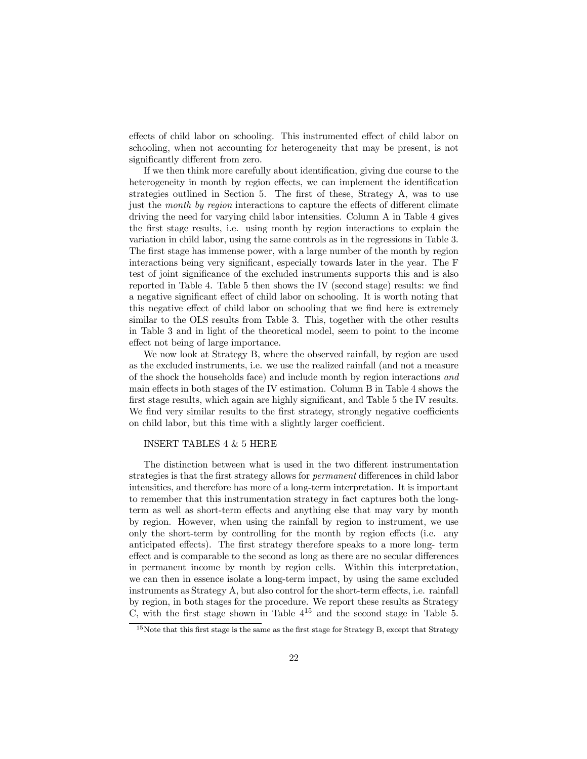effects of child labor on schooling. This instrumented effect of child labor on schooling, when not accounting for heterogeneity that may be present, is not significantly different from zero.

If we then think more carefully about identification, giving due course to the heterogeneity in month by region effects, we can implement the identification strategies outlined in Section 5. The first of these, Strategy A, was to use just the *month by region* interactions to capture the effects of different climate driving the need for varying child labor intensities. Column A in Table 4 gives the first stage results, i.e. using month by region interactions to explain the variation in child labor, using the same controls as in the regressions in Table 3. The first stage has immense power, with a large number of the month by region interactions being very significant, especially towards later in the year. The F test of joint significance of the excluded instruments supports this and is also reported in Table 4. Table 5 then shows the IV (second stage) results: we find a negative significant effect of child labor on schooling. It is worth noting that this negative effect of child labor on schooling that we find here is extremely similar to the OLS results from Table 3. This, together with the other results in Table 3 and in light of the theoretical model, seem to point to the income effect not being of large importance.

We now look at Strategy B, where the observed rainfall, by region are used as the excluded instruments, i.e. we use the realized rainfall (and not a measure of the shock the households face) and include month by region interactions *and* main effects in both stages of the IV estimation. Column B in Table 4 shows the first stage results, which again are highly significant, and Table 5 the IV results. We find very similar results to the first strategy, strongly negative coefficients on child labor, but this time with a slightly larger coefficient.

INSERT TABLES 4 & 5 HERE

The distinction between what is used in the two different instrumentation strategies is that the first strategy allows for *permanent* differences in child labor intensities, and therefore has more of a long-term interpretation. It is important to remember that this instrumentation strategy in fact captures both the long-term as well as short-term effects and anything else that may vary by month by region. However, when using the rainfall by region to instrument, we use only the short-term by controlling for the month by region effects (i.e. any anticipated effects). The first strategy therefore speaks to a more long- term effect and is comparable to the second as long as there are no secular differences in permanent income by month by region cells. Within this interpretation, we can then in essence isolate a long-term impact, by using the same excluded instruments as Strategy A, but also control for the short-term effects, i.e. rainfall by region, in both stages for the procedure. We report these results as Strategy C, with the first stage shown in Table 4[15] and the second stage in Table 5.

[15] Note that this first stage is the same as the first stage for Strategy B, except that Strategy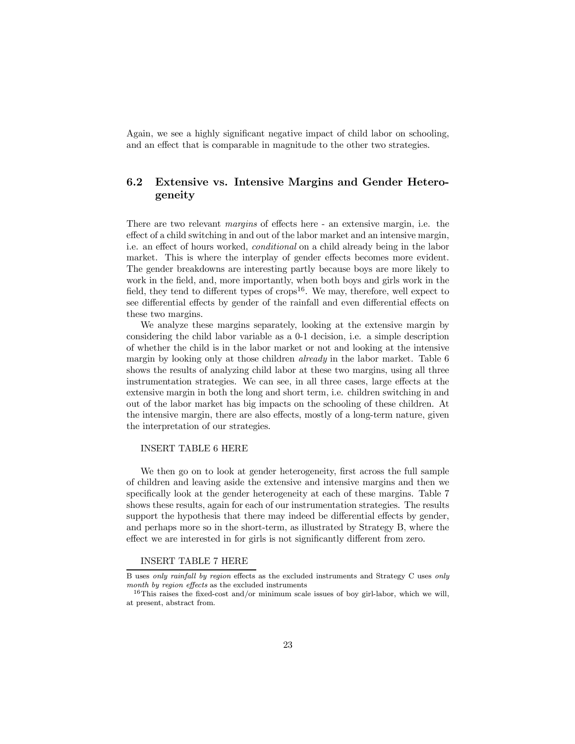Again, we see a highly significant negative impact of child labor on schooling, and an effect that is comparable in magnitude to the other two strategies.

## 6.2 Extensive vs. Intensive Margins and Gender Heterogeneity

There are two relevant *margins* of effects here - an extensive margin, i.e. the effect of a child switching in and out of the labor market and an intensive margin, i.e. an effect of hours worked, *conditional* on a child already being in the labor market. This is where the interplay of gender effects becomes more evident. The gender breakdowns are interesting partly because boys are more likely to work in the field, and, more importantly, when both boys and girls work in the field, they tend to different types of crops[16]. We may, therefore, well expect to see differential effects by gender of the rainfall and even differential effects on these two margins.

We analyze these margins separately, looking at the extensive margin by considering the child labor variable as a 0-1 decision, i.e. a simple description of whether the child is in the labor market or not and looking at the intensive margin by looking only at those children *already* in the labor market. Table 6 shows the results of analyzing child labor at these two margins, using all three instrumentation strategies. We can see, in all three cases, large effects at the extensive margin in both the long and short term, i.e. children switching in and out of the labor market has big impacts on the schooling of these children. At the intensive margin, there are also effects, mostly of a long-term nature, given the interpretation of our strategies.

INSERT TABLE 6 HERE

We then go on to look at gender heterogeneity, first across the full sample of children and leaving aside the extensive and intensive margins and then we specifically look at the gender heterogeneity at each of these margins. Table 7 shows these results, again for each of our instrumentation strategies. The results support the hypothesis that there may indeed be differential effects by gender, and perhaps more so in the short-term, as illustrated by Strategy B, where the effect we are interested in for girls is not significantly different from zero.

INSERT TABLE 7 HERE

B uses *only rainfall by region* effects as the excluded instruments and Strategy C uses *only month by region effects* as the excluded instruments

[16] This raises the fixed-cost and/or minimum scale issues of boy girl-labor, which we will, at present, abstract from.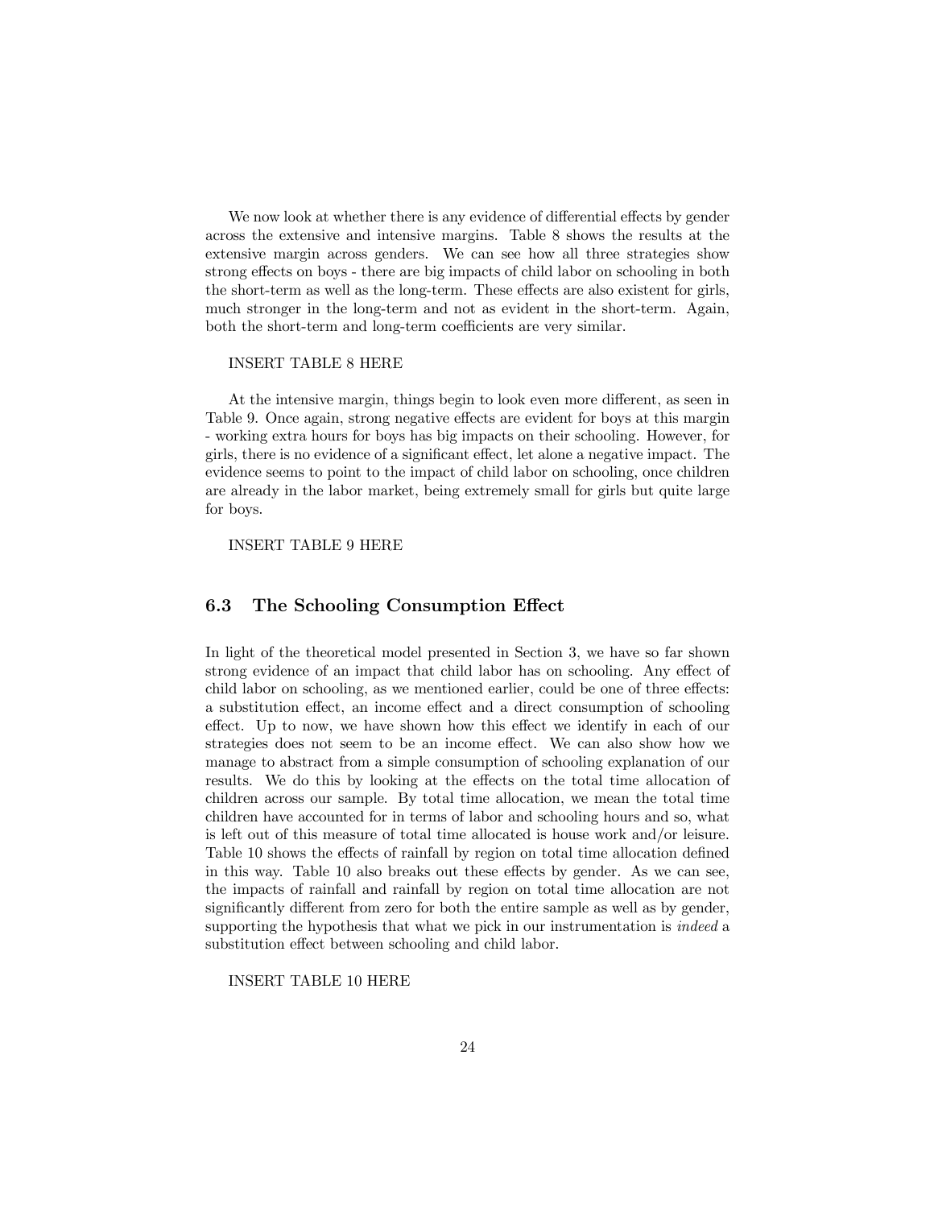We now look at whether there is any evidence of differential effects by gender across the extensive and intensive margins. Table 8 shows the results at the extensive margin across genders. We can see how all three strategies show strong effects on boys - there are big impacts of child labor on schooling in both the short-term as well as the long-term. These effects are also existent for girls, much stronger in the long-term and not as evident in the short-term. Again, both the short-term and long-term coefficients are very similar.

INSERT TABLE 8 HERE

At the intensive margin, things begin to look even more different, as seen in Table 9. Once again, strong negative effects are evident for boys at this margin - working extra hours for boys has big impacts on their schooling. However, for girls, there is no evidence of a significant effect, let alone a negative impact. The evidence seems to point to the impact of child labor on schooling, once children are already in the labor market, being extremely small for girls but quite large for boys.

INSERT TABLE 9 HERE

### 6.3 The Schooling Consumption Effect

In light of the theoretical model presented in Section 3, we have so far shown strong evidence of an impact that child labor has on schooling. Any effect of child labor on schooling, as we mentioned earlier, could be one of three effects: a substitution effect, an income effect and a direct consumption of schooling effect. Up to now, we have shown how this effect we identify in each of our strategies does not seem to be an income effect. We can also show how we manage to abstract from a simple consumption of schooling explanation of our results. We do this by looking at the effects on the total time allocation of children across our sample. By total time allocation, we mean the total time children have accounted for in terms of labor and schooling hours and so, what is left out of this measure of total time allocated is house work and/or leisure. Table 10 shows the effects of rainfall by region on total time allocation defined in this way. Table 10 also breaks out these effects by gender. As we can see, the impacts of rainfall and rainfall by region on total time allocation are not significantly different from zero for both the entire sample as well as by gender, supporting the hypothesis that what we pick in our instrumentation is *indeed* a substitution effect between schooling and child labor.

INSERT TABLE 10 HERE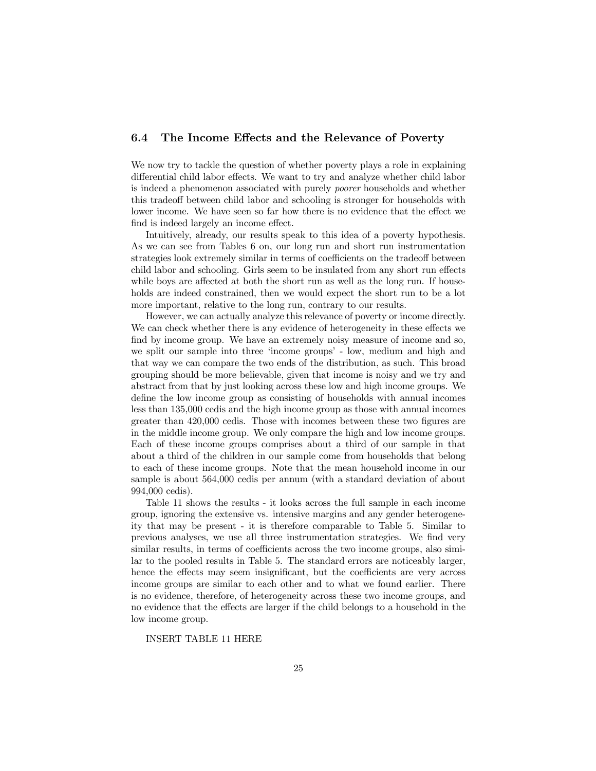### 6.4 The Income Effects and the Relevance of Poverty

We now try to tackle the question of whether poverty plays a role in explaining differential child labor effects. We want to try and analyze whether child labor is indeed a phenomenon associated with purely *poorer* households and whether this tradeoff between child labor and schooling is stronger for households with lower income. We have seen so far how there is no evidence that the effect we find is indeed largely an income effect.

Intuitively, already, our results speak to this idea of a poverty hypothesis. As we can see from Tables 6 on, our long run and short run instrumentation strategies look extremely similar in terms of coefficients on the tradeoff between child labor and schooling. Girls seem to be insulated from any short run effects while boys are affected at both the short run as well as the long run. If households are indeed constrained, then we would expect the short run to be a lot more important, relative to the long run, contrary to our results.

However, we can actually analyze this relevance of poverty or income directly. We can check whether there is any evidence of heterogeneity in these effects we find by income group. We have an extremely noisy measure of income and so, we split our sample into three 'income groups' - low, medium and high and that way we can compare the two ends of the distribution, as such. This broad grouping should be more believable, given that income is noisy and we try and abstract from that by just looking across these low and high income groups. We define the low income group as consisting of households with annual incomes less than 135,000 cedis and the high income group as those with annual incomes greater than 420,000 cedis. Those with incomes between these two figures are in the middle income group. We only compare the high and low income groups. Each of these income groups comprises about a third of our sample in that about a third of the children in our sample come from households that belong to each of these income groups. Note that the mean household income in our sample is about 564,000 cedis per annum (with a standard deviation of about 994,000 cedis).

Table 11 shows the results - it looks across the full sample in each income group, ignoring the extensive vs. intensive margins and any gender heterogeneity that may be present - it is therefore comparable to Table 5. Similar to previous analyses, we use all three instrumentation strategies. We find very similar results, in terms of coefficients across the two income groups, also similar to the pooled results in Table 5. The standard errors are noticeably larger, hence the effects may seem insignificant, but the coefficients are very across income groups are similar to each other and to what we found earlier. There is no evidence, therefore, of heterogeneity across these two income groups, and no evidence that the effects are larger if the child belongs to a household in the low income group.

INSERT TABLE 11 HERE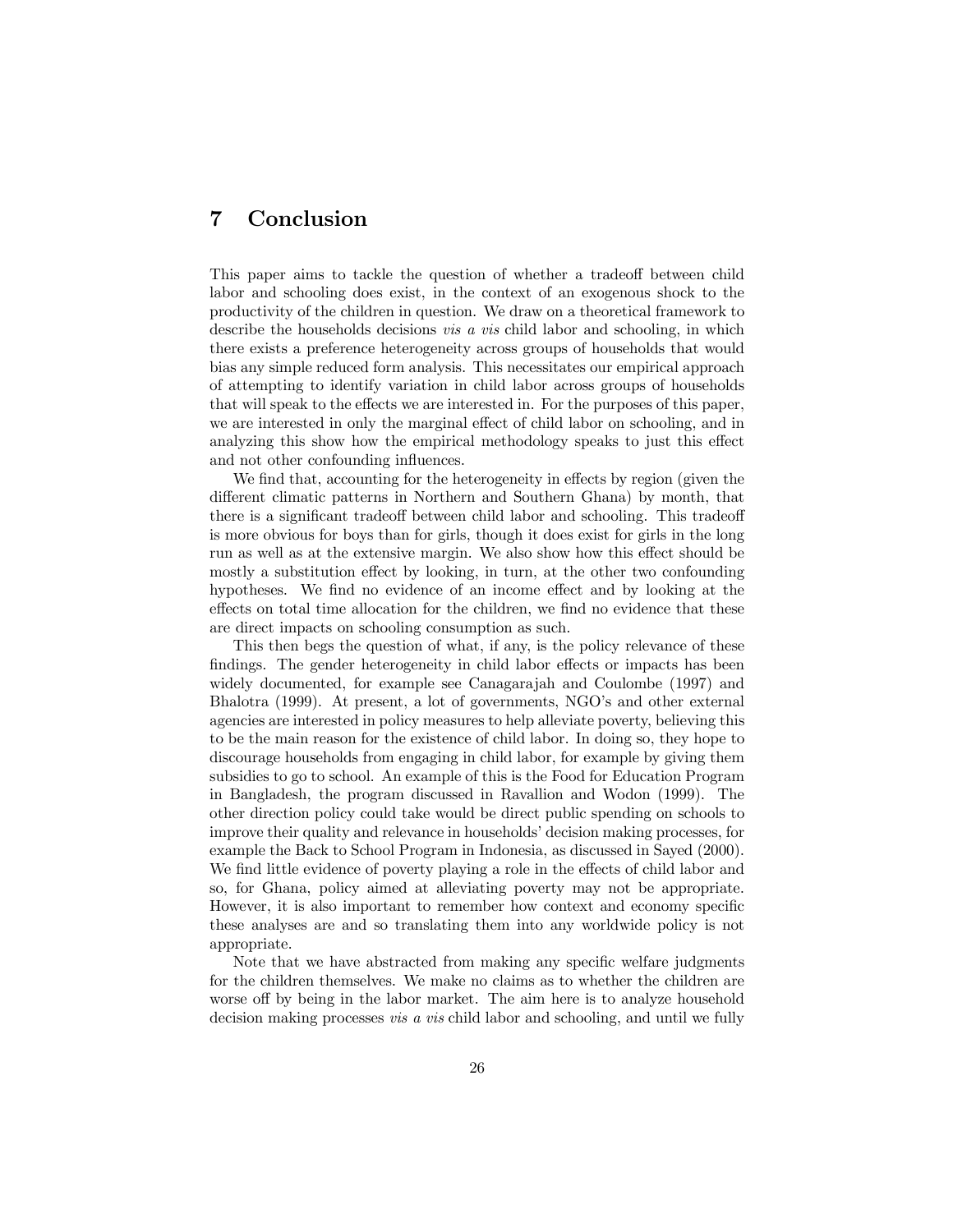# 7 Conclusion

This paper aims to tackle the question of whether a tradeoff between child labor and schooling does exist, in the context of an exogenous shock to the productivity of the children in question. We draw on a theoretical framework to describe the households decisions *vis a vis* child labor and schooling, in which there exists a preference heterogeneity across groups of households that would bias any simple reduced form analysis. This necessitates our empirical approach of attempting to identify variation in child labor across groups of households that will speak to the effects we are interested in. For the purposes of this paper, we are interested in only the marginal effect of child labor on schooling, and in analyzing this show how the empirical methodology speaks to just this effect and not other confounding influences.

We find that, accounting for the heterogeneity in effects by region (given the different climatic patterns in Northern and Southern Ghana) by month, that there is a significant tradeoff between child labor and schooling. This tradeoff is more obvious for boys than for girls, though it does exist for girls in the long run as well as at the extensive margin. We also show how this effect should be mostly a substitution effect by looking, in turn, at the other two confounding hypotheses. We find no evidence of an income effect and by looking at the effects on total time allocation for the children, we find no evidence that these are direct impacts on schooling consumption as such.

This then begs the question of what, if any, is the policy relevance of these findings. The gender heterogeneity in child labor effects or impacts has been widely documented, for example see Canagarajah and Coulombe (1997) and Bhalotra (1999). At present, a lot of governments, NGO's and other external agencies are interested in policy measures to help alleviate poverty, believing this to be the main reason for the existence of child labor. In doing so, they hope to discourage households from engaging in child labor, for example by giving them subsidies to go to school. An example of this is the Food for Education Program in Bangladesh, the program discussed in Ravallion and Wodon (1999). The other direction policy could take would be direct public spending on schools to improve their quality and relevance in households' decision making processes, for example the Back to School Program in Indonesia, as discussed in Sayed (2000). We find little evidence of poverty playing a role in the effects of child labor and so, for Ghana, policy aimed at alleviating poverty may not be appropriate. However, it is also important to remember how context and economy specific these analyses are and so translating them into any worldwide policy is not appropriate.

Note that we have abstracted from making any specific welfare judgments for the children themselves. We make no claims as to whether the children are worse off by being in the labor market. The aim here is to analyze household decision making processes *vis a vis* child labor and schooling, and until we fully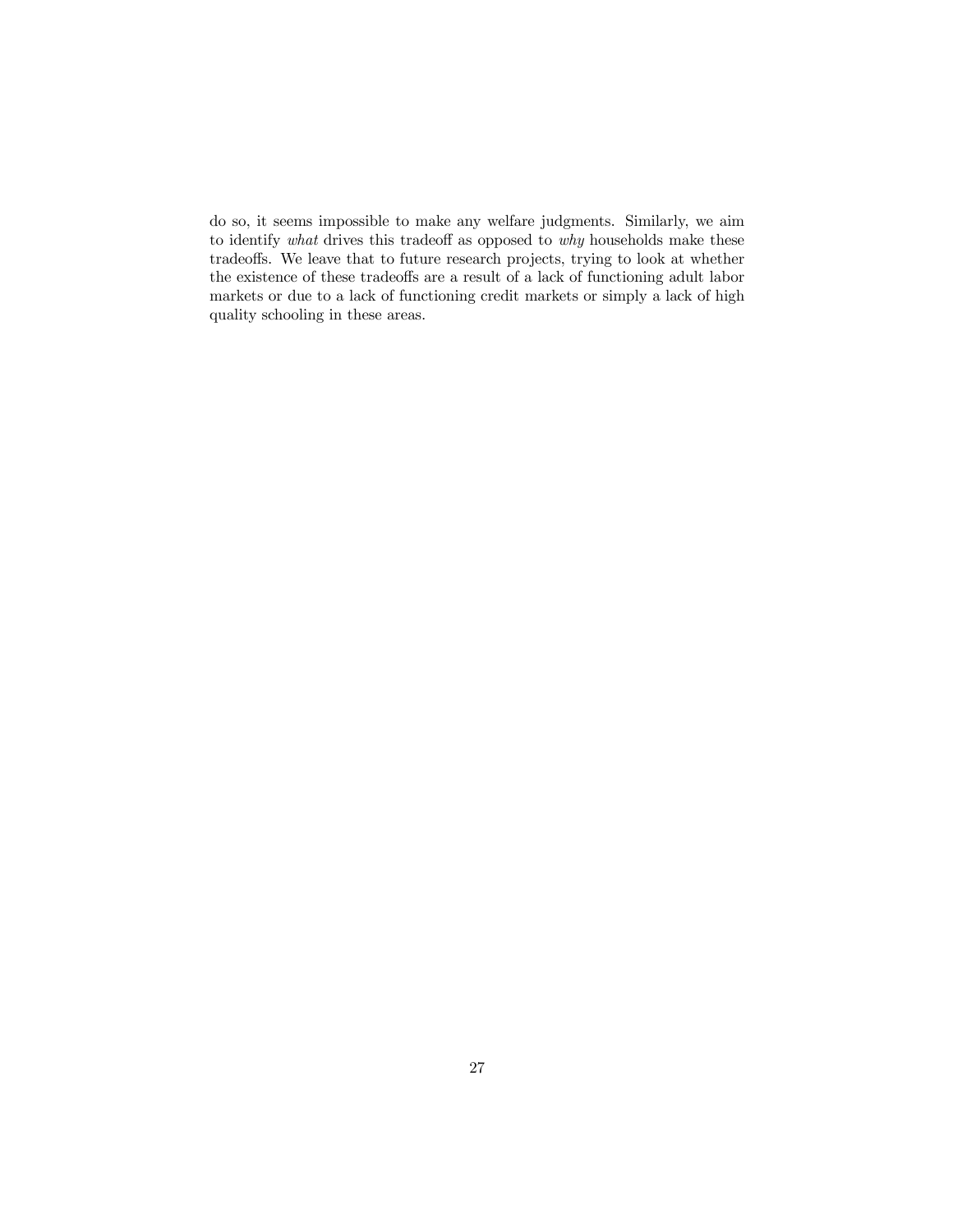do so, it seems impossible to make any welfare judgments. Similarly, we aim to identify *what* drives this tradeoff as opposed to *why* households make these tradeoffs. We leave that to future research projects, trying to look at whether the existence of these tradeoffs are a result of a lack of functioning adult labor markets or due to a lack of functioning credit markets or simply a lack of high quality schooling in these areas.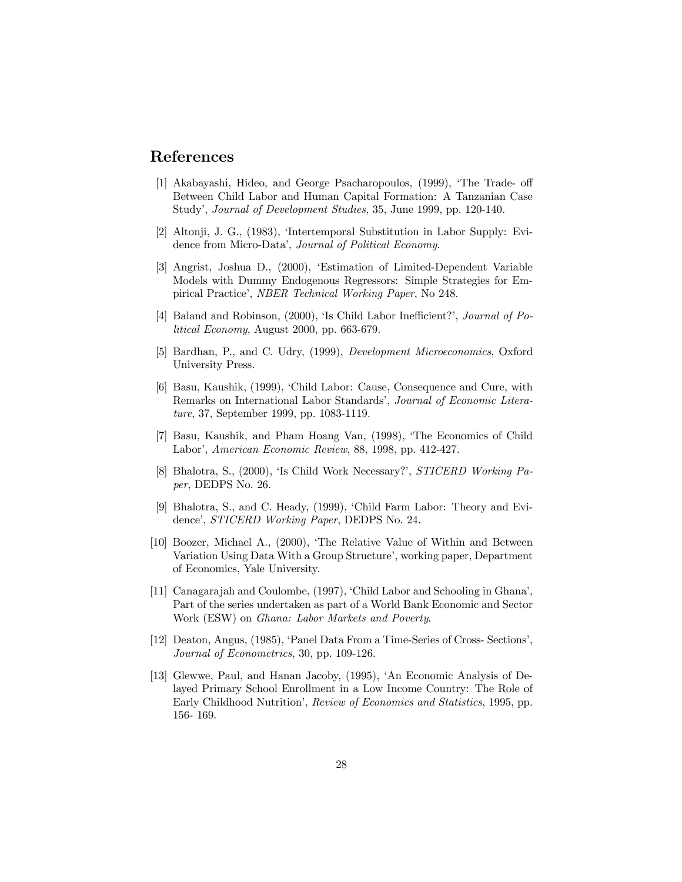# References

[1] Akabayashi, Hideo, and George Psacharopoulos, (1999), 'The Trade- off Between Child Labor and Human Capital Formation: A Tanzanian Case Study', *Journal of Development Studies*, 35, June 1999, pp. 120-140.

[2] Altonji, J. G., (1983), 'Intertemporal Substitution in Labor Supply: Evidence from Micro-Data', *Journal of Political Economy*.

[3] Angrist, Joshua D., (2000), 'Estimation of Limited-Dependent Variable Models with Dummy Endogenous Regressors: Simple Strategies for Empirical Practice', *NBER Technical Working Paper*, No 248.

[4] Baland and Robinson, (2000), 'Is Child Labor Inefficient?', *Journal of Political Economy*, August 2000, pp. 663-679.

[5] Bardhan, P., and C. Udry, (1999), *Development Microeconomics*, Oxford University Press.

[6] Basu, Kaushik, (1999), 'Child Labor: Cause, Consequence and Cure, with Remarks on International Labor Standards', *Journal of Economic Literature*, 37, September 1999, pp. 1083-1119.

[7] Basu, Kaushik, and Pham Hoang Van, (1998), 'The Economics of Child Labor', *American Economic Review*, 88, 1998, pp. 412-427.

[8] Bhalotra, S., (2000), 'Is Child Work Necessary?', *STICERD Working Paper*, DEDPS No. 26.

[9] Bhalotra, S., and C. Heady, (1999), 'Child Farm Labor: Theory and Evidence', *STICERD Working Paper*, DEDPS No. 24.

[10] Boozer, Michael A., (2000), 'The Relative Value of Within and Between Variation Using Data With a Group Structure', working paper, Department of Economics, Yale University.

[11] Canagarajah and Coulombe, (1997), 'Child Labor and Schooling in Ghana', Part of the series undertaken as part of a World Bank Economic and Sector Work (ESW) on *Ghana: Labor Markets and Poverty*.

[12] Deaton, Angus, (1985), 'Panel Data From a Time-Series of Cross- Sections', *Journal of Econometrics*, 30, pp. 109-126.

[13] Glewwe, Paul, and Hanan Jacoby, (1995), 'An Economic Analysis of Delayed Primary School Enrollment in a Low Income Country: The Role of Early Childhood Nutrition', *Review of Economics and Statistics*, 1995, pp. 156- 169.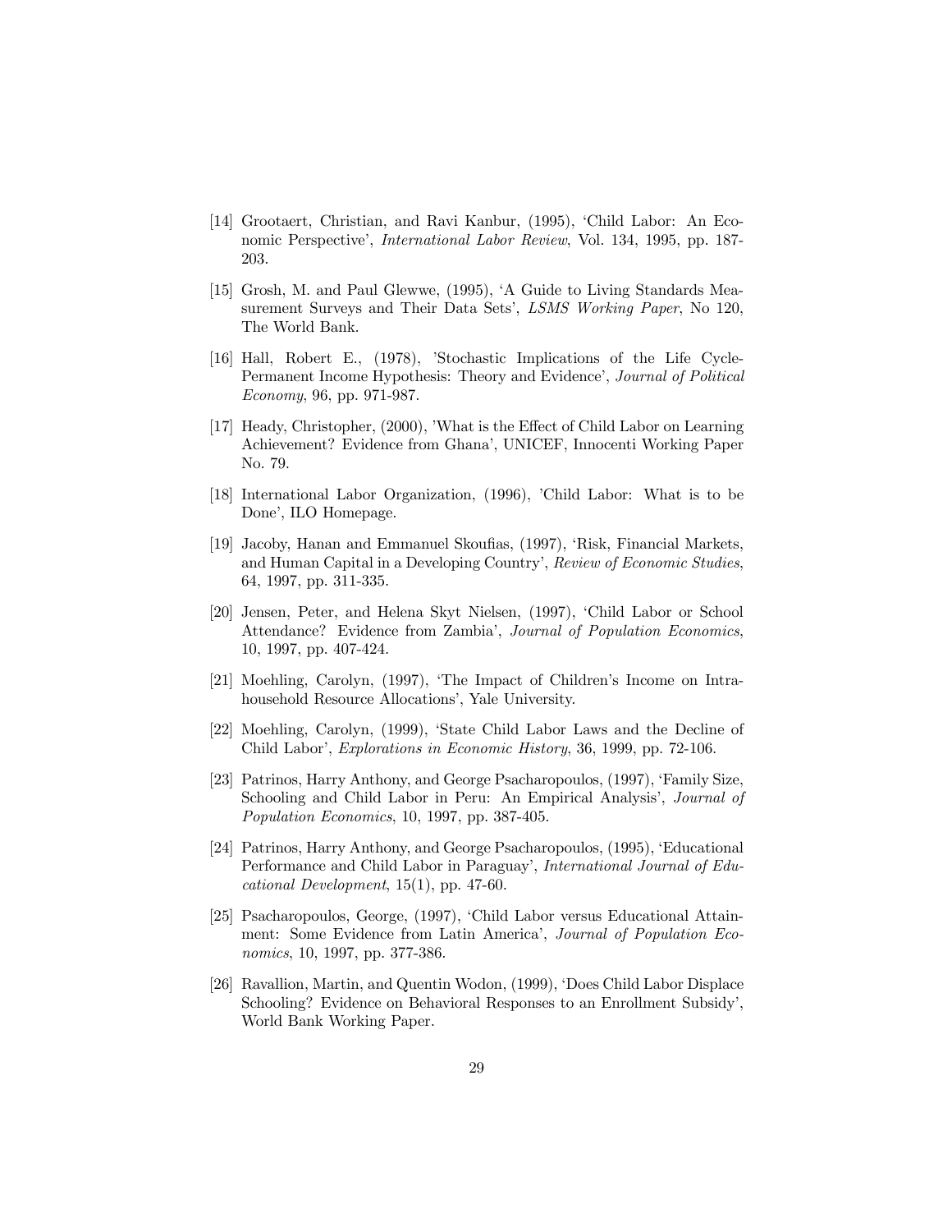[14] Grootaert, Christian, and Ravi Kanbur, (1995), 'Child Labor: An Economic Perspective', *International Labor Review*, Vol. 134, 1995, pp. 187-203.

[15] Grosh, M. and Paul Glewwe, (1995), 'A Guide to Living Standards Measurement Surveys and Their Data Sets', *LSMS Working Paper*, No 120, The World Bank.

[16] Hall, Robert E., (1978), 'Stochastic Implications of the Life Cycle-Permanent Income Hypothesis: Theory and Evidence', *Journal of Political Economy*, 96, pp. 971-987.

[17] Heady, Christopher, (2000), 'What is the Effect of Child Labor on Learning Achievement? Evidence from Ghana', UNICEF, Innocenti Working Paper No. 79.

[18] International Labor Organization, (1996), 'Child Labor: What is to be Done', ILO Homepage.

[19] Jacoby, Hanan and Emmanuel Skoufias, (1997), 'Risk, Financial Markets, and Human Capital in a Developing Country', *Review of Economic Studies*, 64, 1997, pp. 311-335.

[20] Jensen, Peter, and Helena Skyt Nielsen, (1997), 'Child Labor or School Attendance? Evidence from Zambia', *Journal of Population Economics*, 10, 1997, pp. 407-424.

[21] Moehling, Carolyn, (1997), 'The Impact of Children's Income on Intra-household Resource Allocations', Yale University.

[22] Moehling, Carolyn, (1999), 'State Child Labor Laws and the Decline of Child Labor', *Explorations in Economic History*, 36, 1999, pp. 72-106.

[23] Patrinos, Harry Anthony, and George Psacharopoulos, (1997), 'Family Size, Schooling and Child Labor in Peru: An Empirical Analysis', *Journal of Population Economics*, 10, 1997, pp. 387-405.

[24] Patrinos, Harry Anthony, and George Psacharopoulos, (1995), 'Educational Performance and Child Labor in Paraguay', *International Journal of Educational Development*, 15(1), pp. 47-60.

[25] Psacharopoulos, George, (1997), 'Child Labor versus Educational Attainment: Some Evidence from Latin America', *Journal of Population Economics*, 10, 1997, pp. 377-386.

[26] Ravallion, Martin, and Quentin Wodon, (1999), 'Does Child Labor Displace Schooling? Evidence on Behavioral Responses to an Enrollment Subsidy', World Bank Working Paper.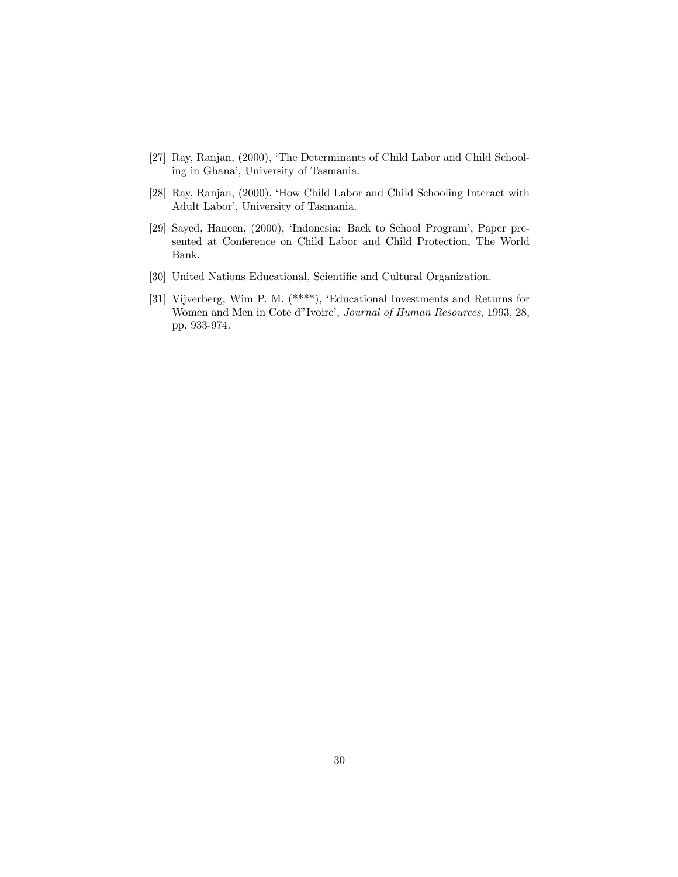[27] Ray, Ranjan, (2000), 'The Determinants of Child Labor and Child Schooling in Ghana', University of Tasmania.

[28] Ray, Ranjan, (2000), 'How Child Labor and Child Schooling Interact with Adult Labor', University of Tasmania.

[29] Sayed, Haneen, (2000), 'Indonesia: Back to School Program', Paper presented at Conference on Child Labor and Child Protection, The World Bank.

[30] United Nations Educational, Scientific and Cultural Organization.

[31] Vijverberg, Wim P. M. (****), 'Educational Investments and Returns for Women and Men in Cote d"Ivoire', *Journal of Human Resources*, 1993, 28, pp. 933-974.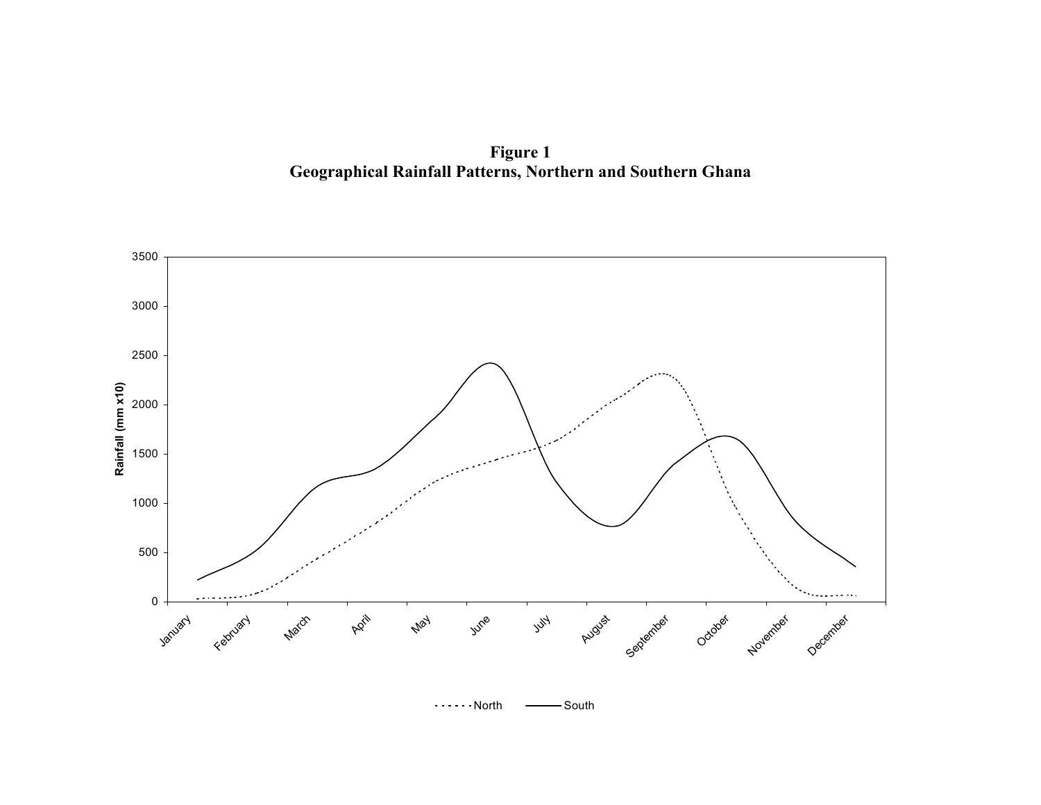**Figure 1**
**Geographical Rainfall Patterns, Northern and Southern Ghana**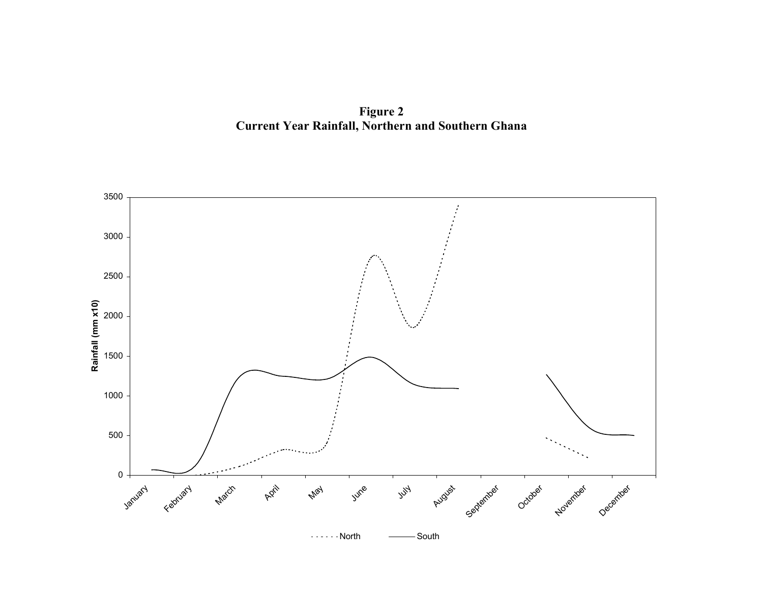**Figure 2**
**Current Year Rainfall, Northern and Southern Ghana**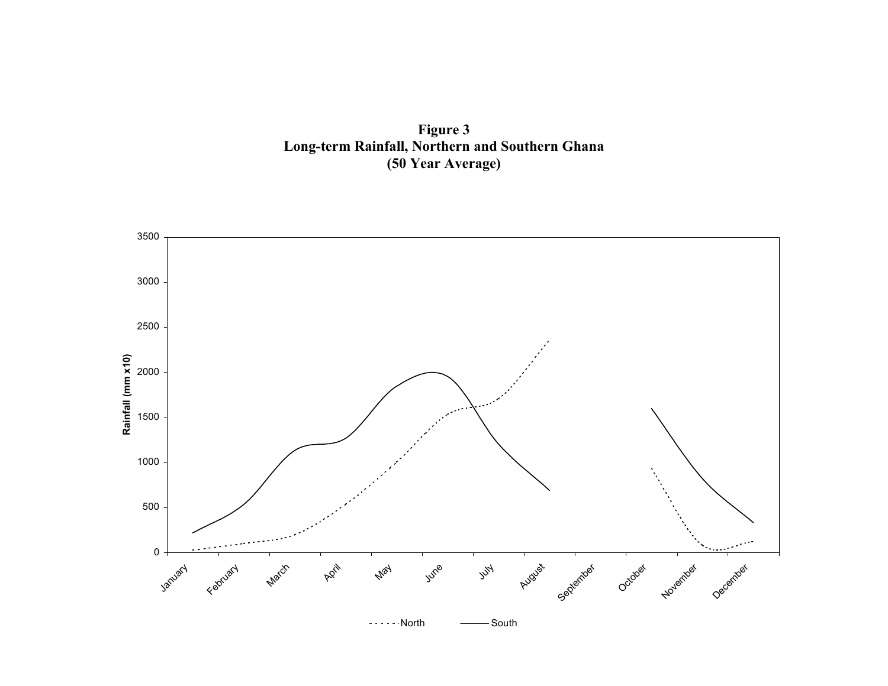**Figure 3**
**Long-term Rainfall, Northern and Southern Ghana**
**(50 Year Average)**

Rainfall (mm x10)

3500
3000
2500
2000
1500
1000
500
0

January February March April May June July August September October November December

North South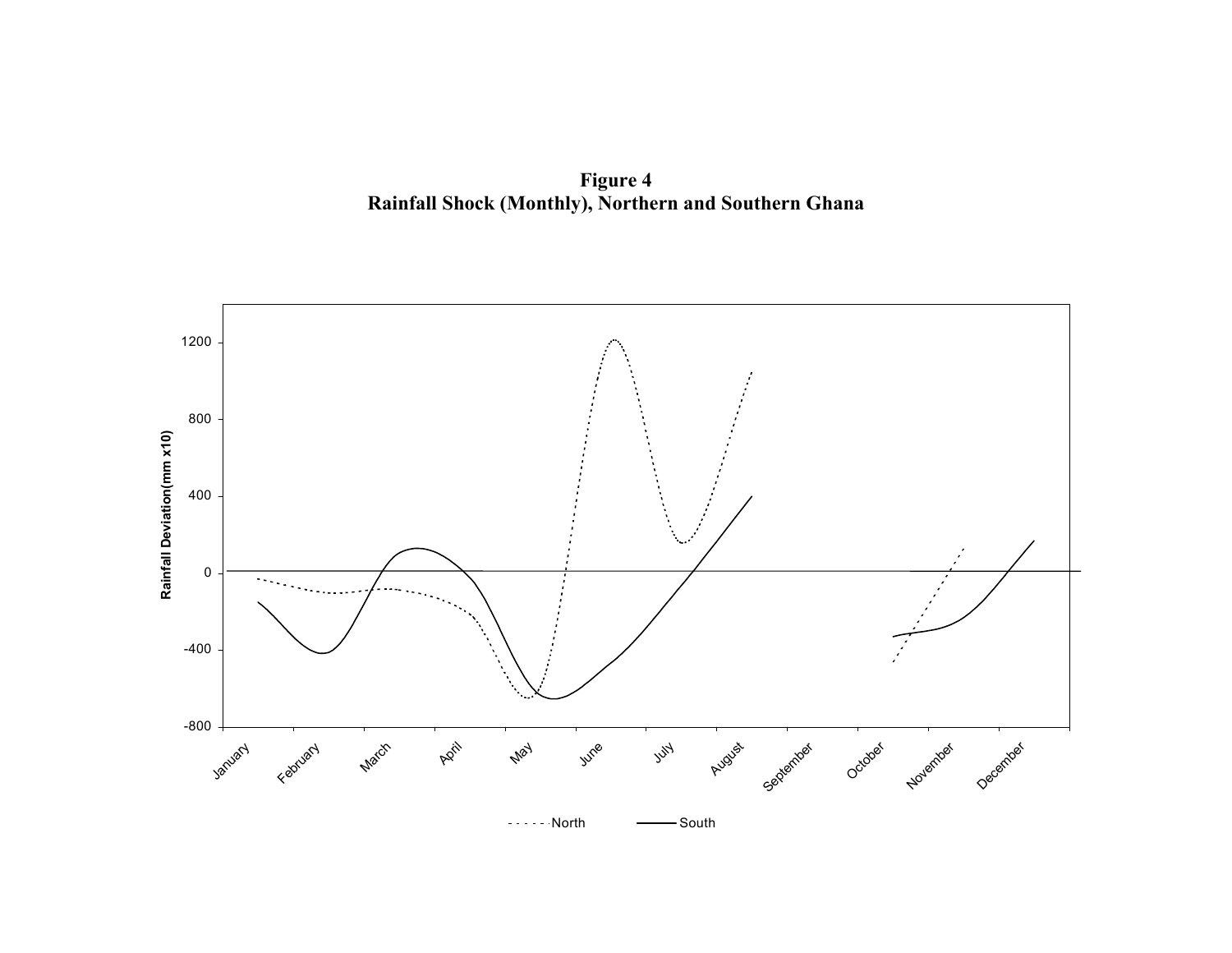**Figure 4**
**Rainfall Shock (Monthly), Northern and Southern Ghana**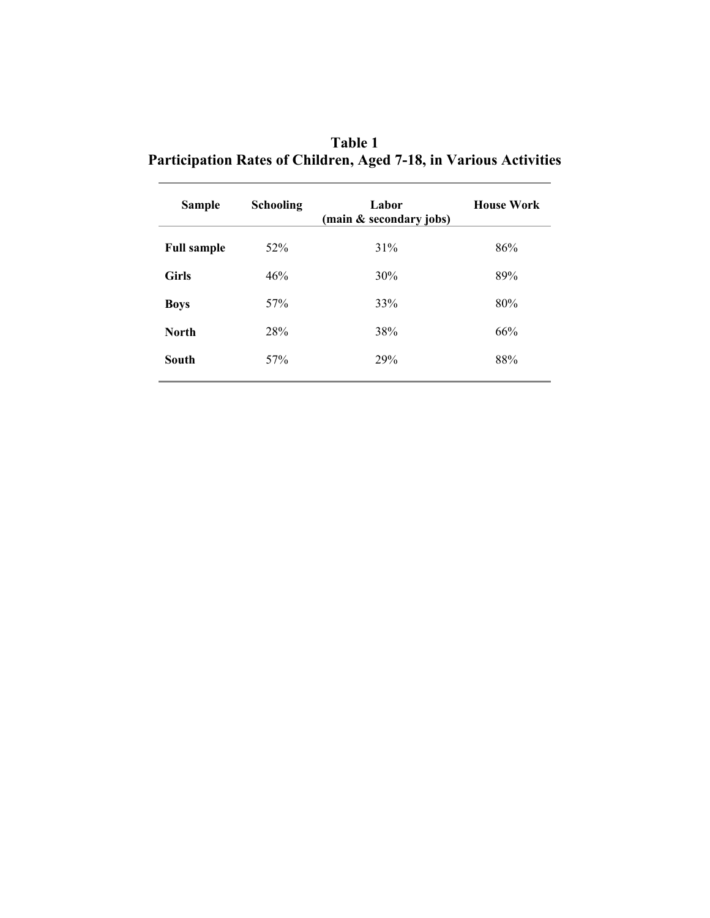**Table 1**
**Participation Rates of Children, Aged 7-18, in Various Activities**

| Sample | Schooling | Labor (main & secondary jobs) | House Work |
|---|---|---|---|
| **Full sample** | 52% | 31% | 86% |
| **Girls** | 46% | 30% | 89% |
| **Boys** | 57% | 33% | 80% |
| **North** | 28% | 38% | 66% |
| **South** | 57% | 29% | 88% |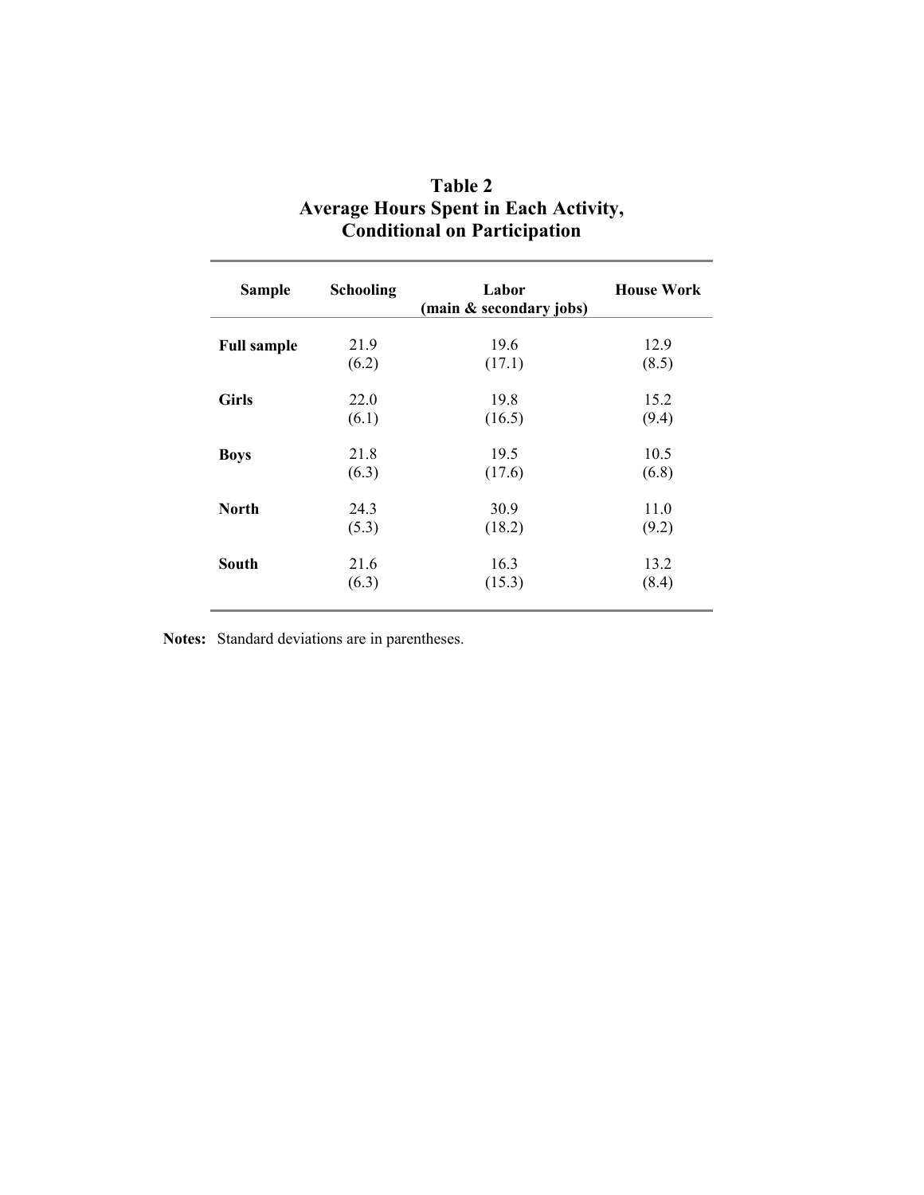# Table 2
## Average Hours Spent in Each Activity, Conditional on Participation

| Sample | Schooling | Labor (main & secondary jobs) | House Work |
|---|---|---|---|
| **Full sample** | 21.9 | 19.6 | 12.9 |
| | (6.2) | (17.1) | (8.5) |
| **Girls** | 22.0 | 19.8 | 15.2 |
| | (6.1) | (16.5) | (9.4) |
| **Boys** | 21.8 | 19.5 | 10.5 |
| | (6.3) | (17.6) | (6.8) |
| **North** | 24.3 | 30.9 | 11.0 |
| | (5.3) | (18.2) | (9.2) |
| **South** | 21.6 | 16.3 | 13.2 |
| | (6.3) | (15.3) | (8.4) |

**Notes:** Standard deviations are in parentheses.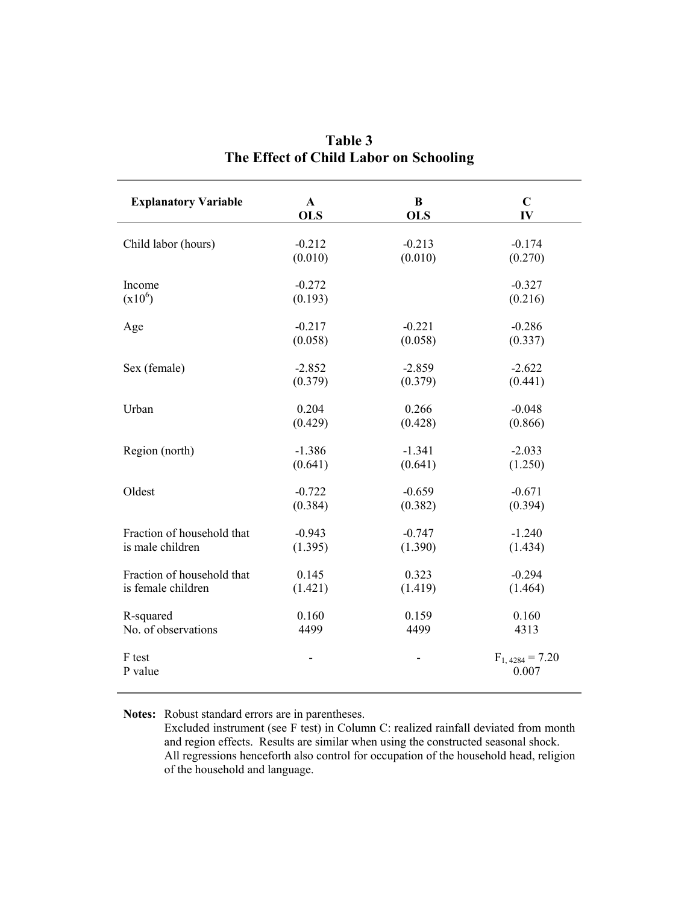# Table 3
## The Effect of Child Labor on Schooling

| Explanatory Variable | A OLS | B OLS | C IV |
|---|---|---|---|
| Child labor (hours) | -0.212 | -0.213 | -0.174 |
| | (0.010) | (0.010) | (0.270) |
| Income ($x10^6$) | -0.272 | | -0.327 |
| | (0.193) | | (0.216) |
| Age | -0.217 | -0.221 | -0.286 |
| | (0.058) | (0.058) | (0.337) |
| Sex (female) | -2.852 | -2.859 | -2.622 |
| | (0.379) | (0.379) | (0.441) |
| Urban | 0.204 | 0.266 | -0.048 |
| | (0.429) | (0.428) | (0.866) |
| Region (north) | -1.386 | -1.341 | -2.033 |
| | (0.641) | (0.641) | (1.250) |
| Oldest | -0.722 | -0.659 | -0.671 |
| | (0.384) | (0.382) | (0.394) |
| Fraction of household that is male children | -0.943 | -0.747 | -1.240 |
| | (1.395) | (1.390) | (1.434) |
| Fraction of household that is female children | 0.145 | 0.323 | -0.294 |
| | (1.421) | (1.419) | (1.464) |
| R-squared | 0.160 | 0.159 | 0.160 |
| No. of observations | 4499 | 4499 | 4313 |
| F test | - | - | $F_{1, 4284} = 7.20$ |
| P value | | | 0.007 |

**Notes:** Robust standard errors are in parentheses.
Excluded instrument (see F test) in Column C: realized rainfall deviated from month and region effects. Results are similar when using the constructed seasonal shock.
All regressions henceforth also control for occupation of the household head, religion of the household and language.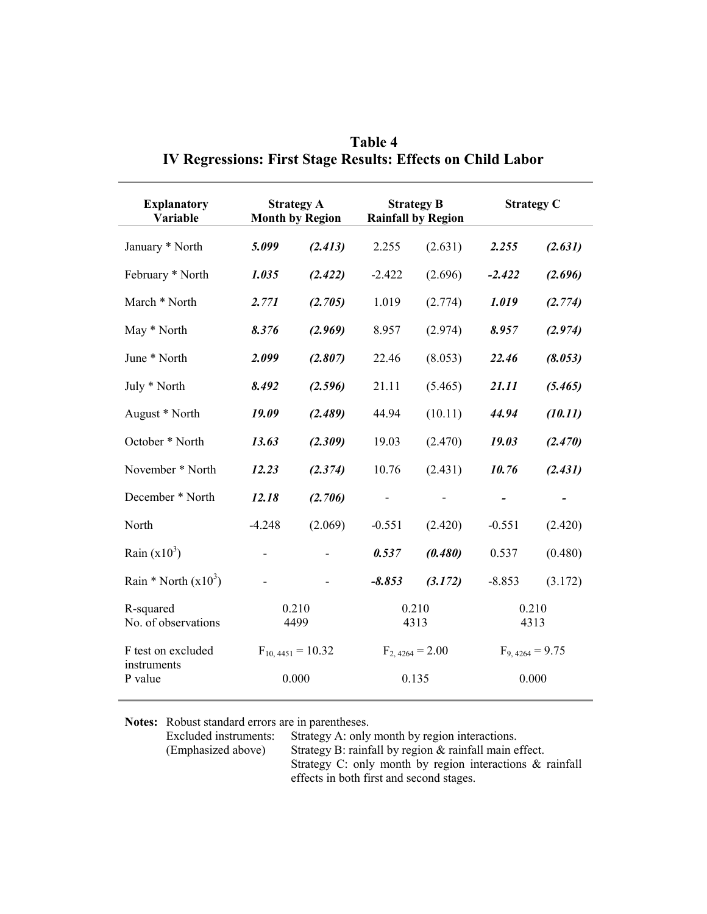# Table 4
## IV Regressions: First Stage Results: Effects on Child Labor

| Explanatory Variable | Strategy A Month by Region | | Strategy B Rainfall by Region | | Strategy C | |
|---|---|---|---|---|---|---|
| January * North | ***5.099*** | ***(2.413)*** | 2.255 | (2.631) | ***2.255*** | ***(2.631)*** |
| February * North | ***1.035*** | ***(2.422)*** | -2.422 | (2.696) | ***-2.422*** | ***(2.696)*** |
| March * North | ***2.771*** | ***(2.705)*** | 1.019 | (2.774) | ***1.019*** | ***(2.774)*** |
| May * North | ***8.376*** | ***(2.969)*** | 8.957 | (2.974) | ***8.957*** | ***(2.974)*** |
| June * North | ***2.099*** | ***(2.807)*** | 22.46 | (8.053) | ***22.46*** | ***(8.053)*** |
| July * North | ***8.492*** | ***(2.596)*** | 21.11 | (5.465) | ***21.11*** | ***(5.465)*** |
| August * North | ***19.09*** | ***(2.489)*** | 44.94 | (10.11) | ***44.94*** | ***(10.11)*** |
| October * North | ***13.63*** | ***(2.309)*** | 19.03 | (2.470) | ***19.03*** | ***(2.470)*** |
| November * North | ***12.23*** | ***(2.374)*** | 10.76 | (2.431) | ***10.76*** | ***(2.431)*** |
| December * North | ***12.18*** | ***(2.706)*** | - | - | ***-*** | ***-*** |
| North | -4.248 | (2.069) | -0.551 | (2.420) | -0.551 | (2.420) |
| Rain ($x10^3$) | - | - | ***0.537*** | ***(0.480)*** | 0.537 | (0.480) |
| Rain * North ($x10^3$) | - | - | ***-8.853*** | ***(3.172)*** | -8.853 | (3.172) |
| R-squared | 0.210 | | 0.210 | | 0.210 | |
| No. of observations | 4499 | | 4313 | | 4313 | |
| F test on excluded instruments | $F_{10, 4451} = 10.32$ | | $F_{2, 4264} = 2.00$ | | $F_{9, 4264} = 9.75$ | |
| P value | 0.000 | | 0.135 | | 0.000 | |

**Notes:** Robust standard errors are in parentheses.

Excluded instruments: (Emphasized above)
Strategy A: only month by region interactions.
Strategy B: rainfall by region & rainfall main effect.
Strategy C: only month by region interactions & rainfall effects in both first and second stages.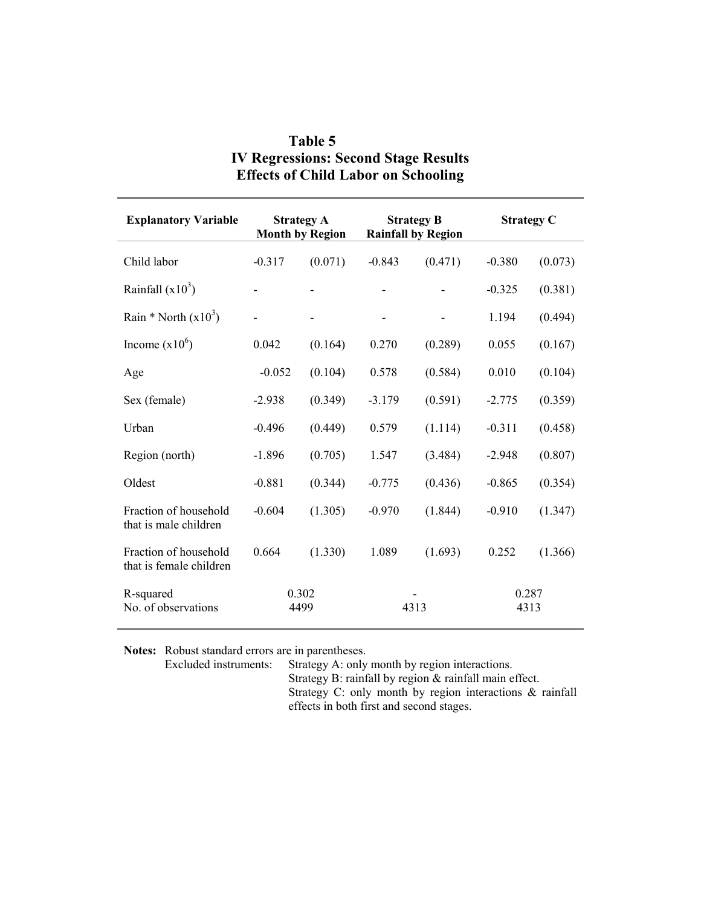**Table 5**
**IV Regressions: Second Stage Results**
**Effects of Child Labor on Schooling**

| Explanatory Variable | Strategy A Month by Region | | Strategy B Rainfall by Region | | Strategy C | |
|---|---|---|---|---|---|---|
| Child labor | -0.317 | (0.071) | -0.843 | (0.471) | -0.380 | (0.073) |
| Rainfall ($x10^3$) | - | - | - | - | -0.325 | (0.381) |
| Rain * North ($x10^3$) | - | - | - | - | 1.194 | (0.494) |
| Income ($x10^6$) | 0.042 | (0.164) | 0.270 | (0.289) | 0.055 | (0.167) |
| Age | -0.052 | (0.104) | 0.578 | (0.584) | 0.010 | (0.104) |
| Sex (female) | -2.938 | (0.349) | -3.179 | (0.591) | -2.775 | (0.359) |
| Urban | -0.496 | (0.449) | 0.579 | (1.114) | -0.311 | (0.458) |
| Region (north) | -1.896 | (0.705) | 1.547 | (3.484) | -2.948 | (0.807) |
| Oldest | -0.881 | (0.344) | -0.775 | (0.436) | -0.865 | (0.354) |
| Fraction of household that is male children | -0.604 | (1.305) | -0.970 | (1.844) | -0.910 | (1.347) |
| Fraction of household that is female children | 0.664 | (1.330) | 1.089 | (1.693) | 0.252 | (1.366) |
| R-squared | 0.302 | | - | | 0.287 | |
| No. of observations | 4499 | | 4313 | | 4313 | |

**Notes:** Robust standard errors are in parentheses.
Excluded instruments: Strategy A: only month by region interactions.
Strategy B: rainfall by region & rainfall main effect.
Strategy C: only month by region interactions & rainfall effects in both first and second stages.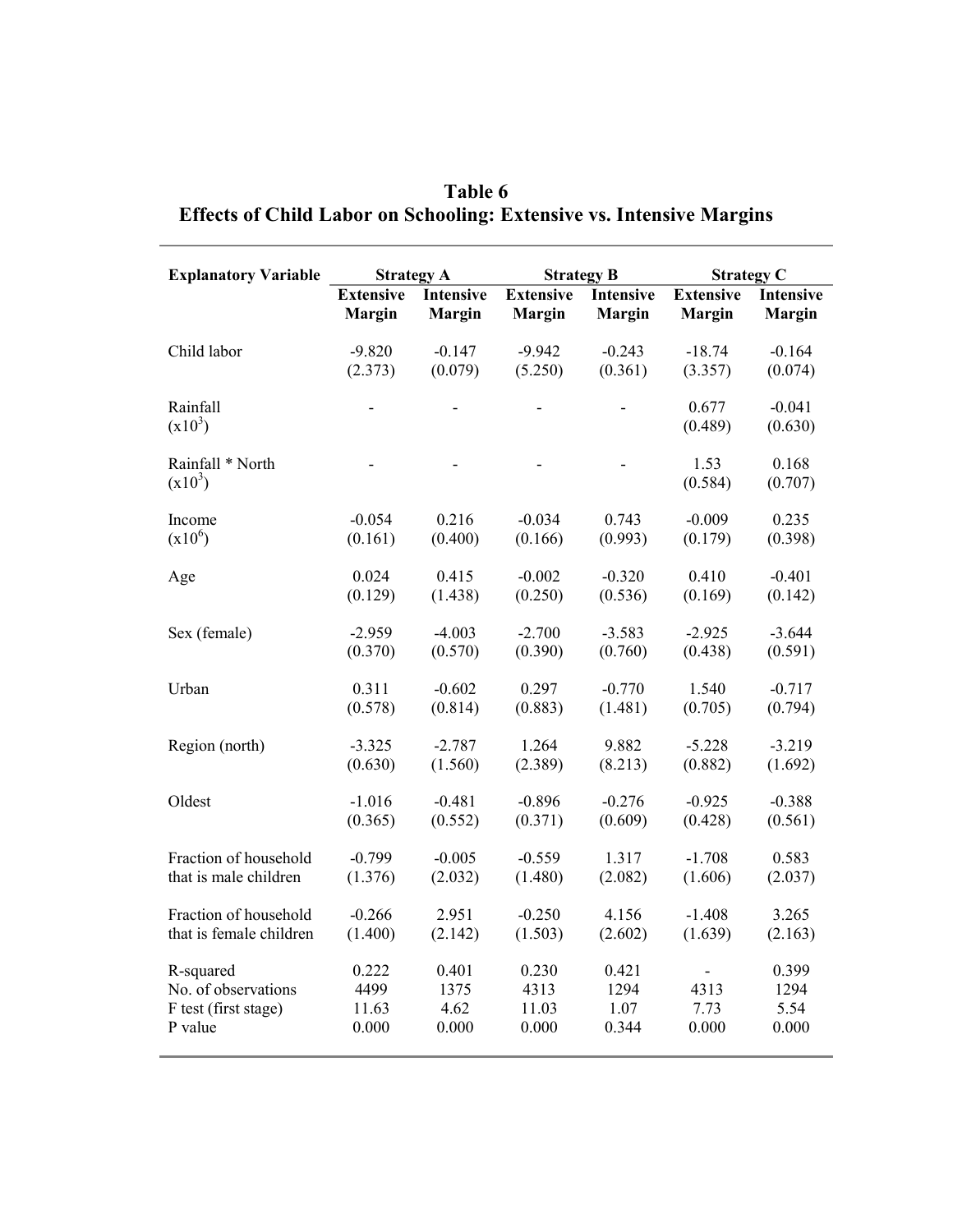# Table 6
## Effects of Child Labor on Schooling: Extensive vs. Intensive Margins

| Explanatory Variable | Strategy A | | Strategy B | | Strategy C | |
|---|---|---|---|---|---|---|
| | Extensive Margin | Intensive Margin | Extensive Margin | Intensive Margin | Extensive Margin | Intensive Margin |
| Child labor | -9.820 | -0.147 | -9.942 | -0.243 | -18.74 | -0.164 |
| | (2.373) | (0.079) | (5.250) | (0.361) | (3.357) | (0.074) |
| Rainfall ($x10^3$) | - | - | - | - | 0.677 | -0.041 |
| | | | | | (0.489) | (0.630) |
| Rainfall * North ($x10^3$) | - | - | - | - | 1.53 | 0.168 |
| | | | | | (0.584) | (0.707) |
| Income ($x10^6$) | -0.054 | 0.216 | -0.034 | 0.743 | -0.009 | 0.235 |
| | (0.161) | (0.400) | (0.166) | (0.993) | (0.179) | (0.398) |
| Age | 0.024 | 0.415 | -0.002 | -0.320 | 0.410 | -0.401 |
| | (0.129) | (1.438) | (0.250) | (0.536) | (0.169) | (0.142) |
| Sex (female) | -2.959 | -4.003 | -2.700 | -3.583 | -2.925 | -3.644 |
| | (0.370) | (0.570) | (0.390) | (0.760) | (0.438) | (0.591) |
| Urban | 0.311 | -0.602 | 0.297 | -0.770 | 1.540 | -0.717 |
| | (0.578) | (0.814) | (0.883) | (1.481) | (0.705) | (0.794) |
| Region (north) | -3.325 | -2.787 | 1.264 | 9.882 | -5.228 | -3.219 |
| | (0.630) | (1.560) | (2.389) | (8.213) | (0.882) | (1.692) |
| Oldest | -1.016 | -0.481 | -0.896 | -0.276 | -0.925 | -0.388 |
| | (0.365) | (0.552) | (0.371) | (0.609) | (0.428) | (0.561) |
| Fraction of household that is male children | -0.799 | -0.005 | -0.559 | 1.317 | -1.708 | 0.583 |
| | (1.376) | (2.032) | (1.480) | (2.082) | (1.606) | (2.037) |
| Fraction of household that is female children | -0.266 | 2.951 | -0.250 | 4.156 | -1.408 | 3.265 |
| | (1.400) | (2.142) | (1.503) | (2.602) | (1.639) | (2.163) |
| R-squared | 0.222 | 0.401 | 0.230 | 0.421 | - | 0.399 |
| No. of observations | 4499 | 1375 | 4313 | 1294 | 4313 | 1294 |
| F test (first stage) | 11.63 | 4.62 | 11.03 | 1.07 | 7.73 | 5.54 |
| P value | 0.000 | 0.000 | 0.000 | 0.344 | 0.000 | 0.000 |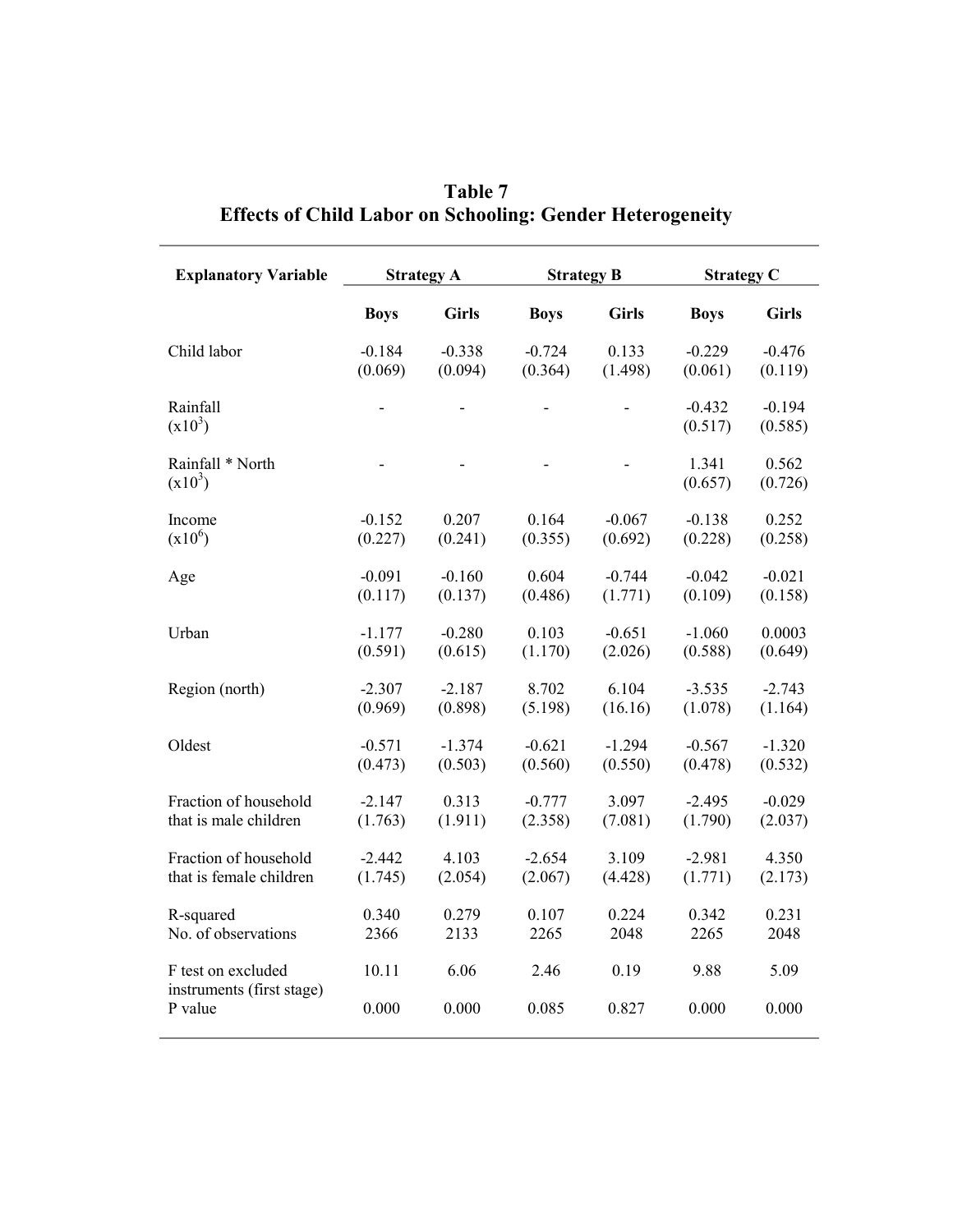**Table 7**
**Effects of Child Labor on Schooling: Gender Heterogeneity**

| Explanatory Variable | Strategy A | | Strategy B | | Strategy C | |
|---|---|---|---|---|---|---|
| | **Boys** | **Girls** | **Boys** | **Girls** | **Boys** | **Girls** |
| Child labor | -0.184<br>(0.069) | -0.338<br>(0.094) | -0.724<br>(0.364) | 0.133<br>(1.498) | -0.229<br>(0.061) | -0.476<br>(0.119) |
| Rainfall<br>($x10^3$) | - | - | - | - | -0.432<br>(0.517) | -0.194<br>(0.585) |
| Rainfall * North<br>($x10^3$) | - | - | - | - | 1.341<br>(0.657) | 0.562<br>(0.726) |
| Income<br>($x10^6$) | -0.152<br>(0.227) | 0.207<br>(0.241) | 0.164<br>(0.355) | -0.067<br>(0.692) | -0.138<br>(0.228) | 0.252<br>(0.258) |
| Age | -0.091<br>(0.117) | -0.160<br>(0.137) | 0.604<br>(0.486) | -0.744<br>(1.771) | -0.042<br>(0.109) | -0.021<br>(0.158) |
| Urban | -1.177<br>(0.591) | -0.280<br>(0.615) | 0.103<br>(1.170) | -0.651<br>(2.026) | -1.060<br>(0.588) | 0.0003<br>(0.649) |
| Region (north) | -2.307<br>(0.969) | -2.187<br>(0.898) | 8.702<br>(5.198) | 6.104<br>(16.16) | -3.535<br>(1.078) | -2.743<br>(1.164) |
| Oldest | -0.571<br>(0.473) | -1.374<br>(0.503) | -0.621<br>(0.560) | -1.294<br>(0.550) | -0.567<br>(0.478) | -1.320<br>(0.532) |
| Fraction of household that is male children | -2.147<br>(1.763) | 0.313<br>(1.911) | -0.777<br>(2.358) | 3.097<br>(7.081) | -2.495<br>(1.790) | -0.029<br>(2.037) |
| Fraction of household that is female children | -2.442<br>(1.745) | 4.103<br>(2.054) | -2.654<br>(2.067) | 3.109<br>(4.428) | -2.981<br>(1.771) | 4.350<br>(2.173) |
| R-squared | 0.340 | 0.279 | 0.107 | 0.224 | 0.342 | 0.231 |
| No. of observations | 2366 | 2133 | 2265 | 2048 | 2265 | 2048 |
| F test on excluded instruments (first stage) | 10.11 | 6.06 | 2.46 | 0.19 | 9.88 | 5.09 |
| P value | 0.000 | 0.000 | 0.085 | 0.827 | 0.000 | 0.000 |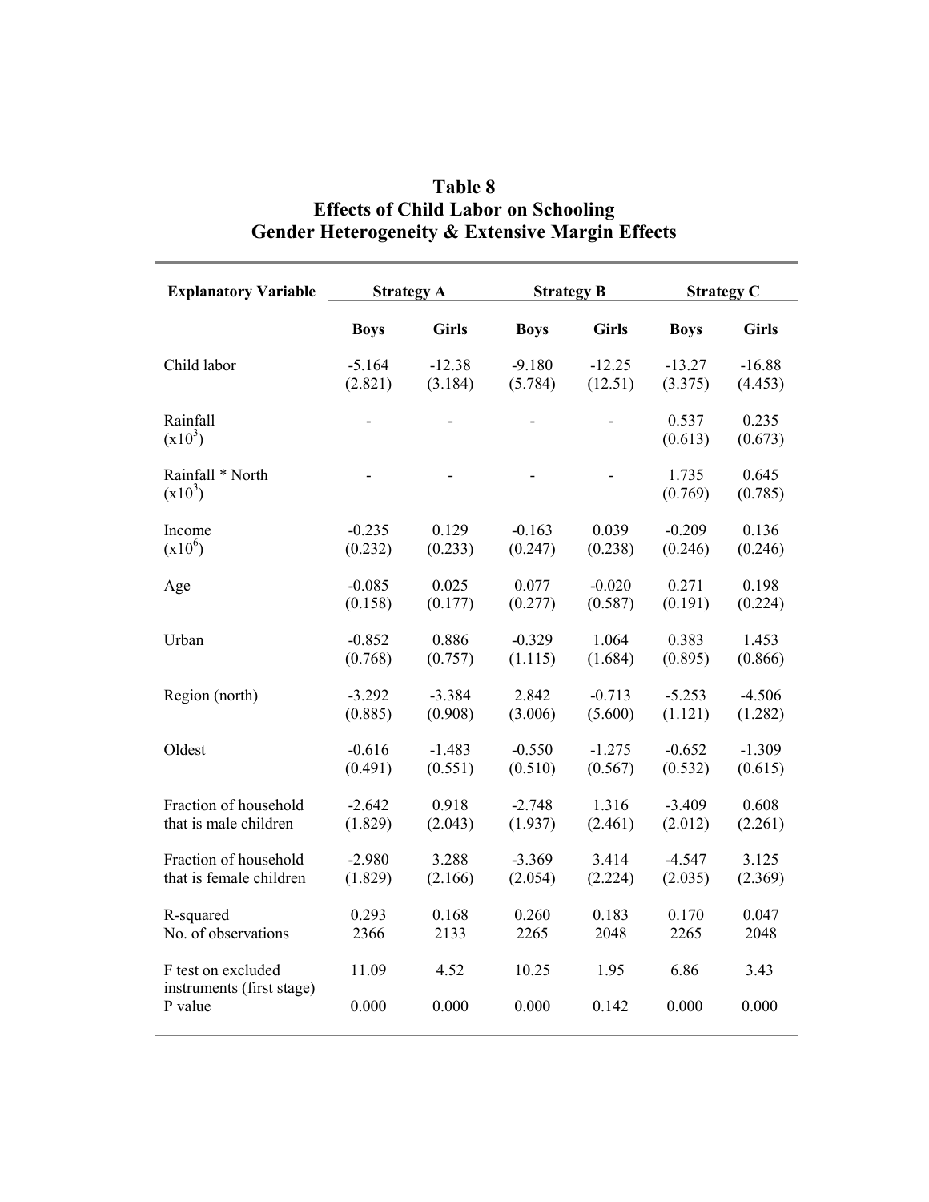# Table 8
## Effects of Child Labor on Schooling
## Gender Heterogeneity & Extensive Margin Effects

| Explanatory Variable | Strategy A | | Strategy B | | Strategy C | |
|---|---|---|---|---|---|---|
| | Boys | Girls | Boys | Girls | Boys | Girls |
| Child labor | -5.164<br>(2.821) | -12.38<br>(3.184) | -9.180<br>(5.784) | -12.25<br>(12.51) | -13.27<br>(3.375) | -16.88<br>(4.453) |
| Rainfall<br>($x10^3$) | - | - | - | - | 0.537<br>(0.613) | 0.235<br>(0.673) |
| Rainfall * North<br>($x10^3$) | - | - | - | - | 1.735<br>(0.769) | 0.645<br>(0.785) |
| Income<br>($x10^6$) | -0.235<br>(0.232) | 0.129<br>(0.233) | -0.163<br>(0.247) | 0.039<br>(0.238) | -0.209<br>(0.246) | 0.136<br>(0.246) |
| Age | -0.085<br>(0.158) | 0.025<br>(0.177) | 0.077<br>(0.277) | -0.020<br>(0.587) | 0.271<br>(0.191) | 0.198<br>(0.224) |
| Urban | -0.852<br>(0.768) | 0.886<br>(0.757) | -0.329<br>(1.115) | 1.064<br>(1.684) | 0.383<br>(0.895) | 1.453<br>(0.866) |
| Region (north) | -3.292<br>(0.885) | -3.384<br>(0.908) | 2.842<br>(3.006) | -0.713<br>(5.600) | -5.253<br>(1.121) | -4.506<br>(1.282) |
| Oldest | -0.616<br>(0.491) | -1.483<br>(0.551) | -0.550<br>(0.510) | -1.275<br>(0.567) | -0.652<br>(0.532) | -1.309<br>(0.615) |
| Fraction of household that is male children | -2.642<br>(1.829) | 0.918<br>(2.043) | -2.748<br>(1.937) | 1.316<br>(2.461) | -3.409<br>(2.012) | 0.608<br>(2.261) |
| Fraction of household that is female children | -2.980<br>(1.829) | 3.288<br>(2.166) | -3.369<br>(2.054) | 3.414<br>(2.224) | -4.547<br>(2.035) | 3.125<br>(2.369) |
| R-squared<br>No. of observations | 0.293<br>2366 | 0.168<br>2133 | 0.260<br>2265 | 0.183<br>2048 | 0.170<br>2265 | 0.047<br>2048 |
| F test on excluded instruments (first stage)<br>P value | 11.09<br>0.000 | 4.52<br>0.000 | 10.25<br>0.000 | 1.95<br>0.142 | 6.86<br>0.000 | 3.43<br>0.000 |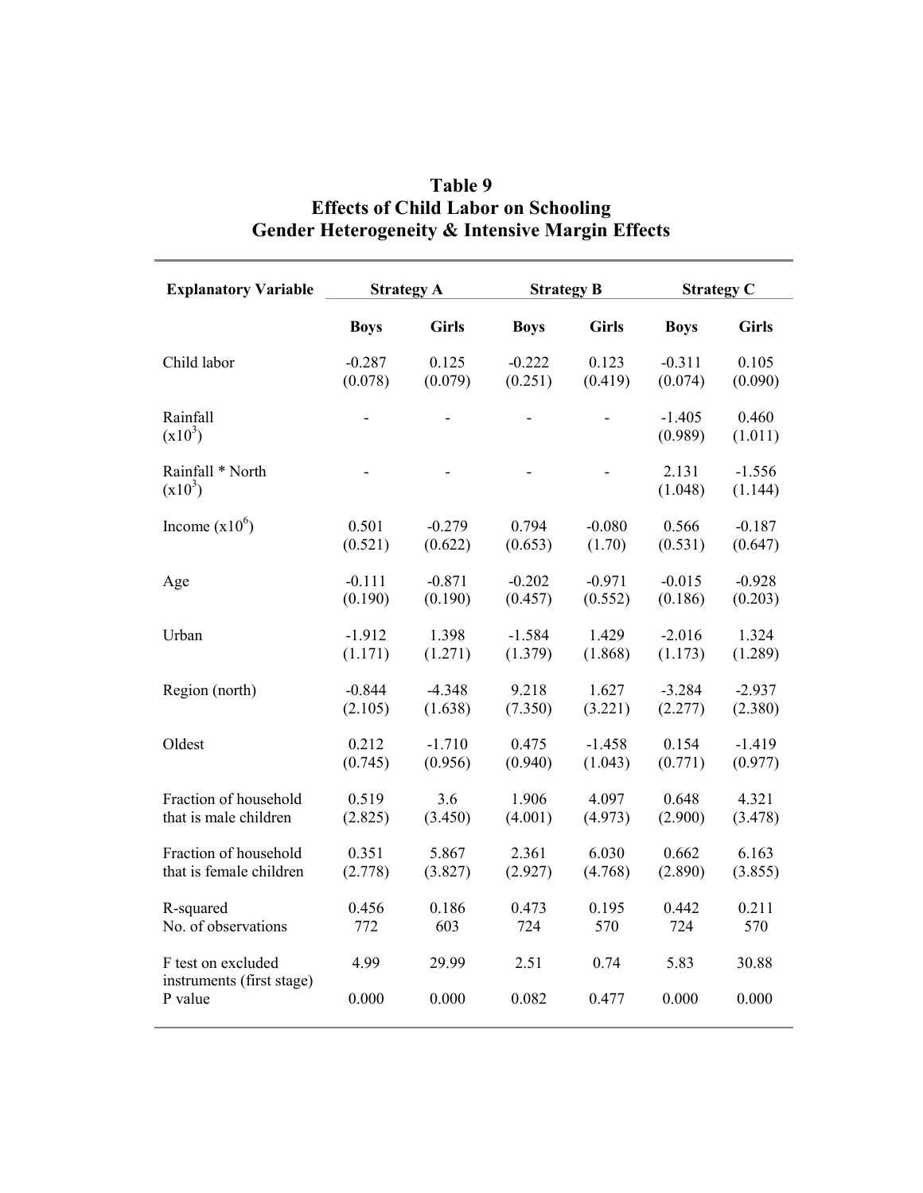# Table 9
## Effects of Child Labor on Schooling
## Gender Heterogeneity & Intensive Margin Effects

| Explanatory Variable | Strategy A | | Strategy B | | Strategy C | |
|---|---|---|---|---|---|---|
| | Boys | Girls | Boys | Girls | Boys | Girls |
| Child labor | -0.287<br>(0.078) | 0.125<br>(0.079) | -0.222<br>(0.251) | 0.123<br>(0.419) | -0.311<br>(0.074) | 0.105<br>(0.090) |
| Rainfall<br>($x10^3$) | - | - | - | - | -1.405<br>(0.989) | 0.460<br>(1.011) |
| Rainfall * North<br>($x10^3$) | - | - | - | - | 2.131<br>(1.048) | -1.556<br>(1.144) |
| Income ($x10^6$) | 0.501<br>(0.521) | -0.279<br>(0.622) | 0.794<br>(0.653) | -0.080<br>(1.70) | 0.566<br>(0.531) | -0.187<br>(0.647) |
| Age | -0.111<br>(0.190) | -0.871<br>(0.190) | -0.202<br>(0.457) | -0.971<br>(0.552) | -0.015<br>(0.186) | -0.928<br>(0.203) |
| Urban | -1.912<br>(1.171) | 1.398<br>(1.271) | -1.584<br>(1.379) | 1.429<br>(1.868) | -2.016<br>(1.173) | 1.324<br>(1.289) |
| Region (north) | -0.844<br>(2.105) | -4.348<br>(1.638) | 9.218<br>(7.350) | 1.627<br>(3.221) | -3.284<br>(2.277) | -2.937<br>(2.380) |
| Oldest | 0.212<br>(0.745) | -1.710<br>(0.956) | 0.475<br>(0.940) | -1.458<br>(1.043) | 0.154<br>(0.771) | -1.419<br>(0.977) |
| Fraction of household that is male children | 0.519<br>(2.825) | 3.6<br>(3.450) | 1.906<br>(4.001) | 4.097<br>(4.973) | 0.648<br>(2.900) | 4.321<br>(3.478) |
| Fraction of household that is female children | 0.351<br>(2.778) | 5.867<br>(3.827) | 2.361<br>(2.927) | 6.030<br>(4.768) | 0.662<br>(2.890) | 6.163<br>(3.855) |
| R-squared | 0.456 | 0.186 | 0.473 | 0.195 | 0.442 | 0.211 |
| No. of observations | 772 | 603 | 724 | 570 | 724 | 570 |
| F test on excluded instruments (first stage) | 4.99 | 29.99 | 2.51 | 0.74 | 5.83 | 30.88 |
| P value | 0.000 | 0.000 | 0.082 | 0.477 | 0.000 | 0.000 |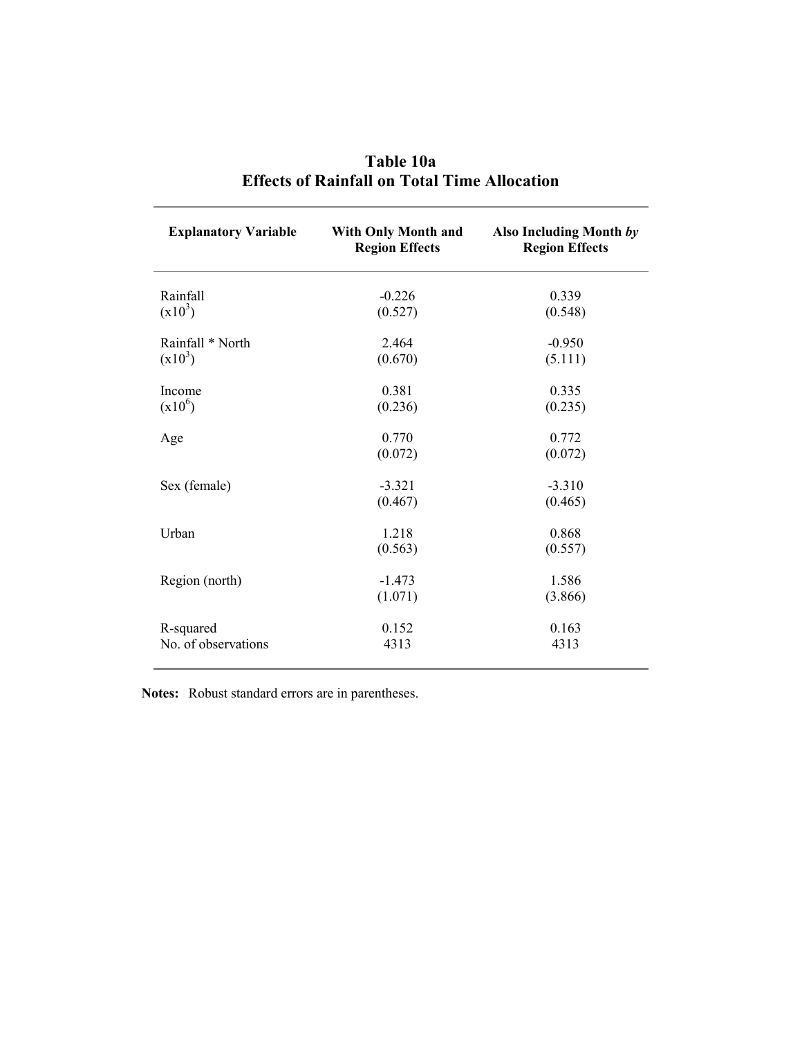# Table 10a
## Effects of Rainfall on Total Time Allocation

| Explanatory Variable | With Only Month and Region Effects | Also Including Month *by* Region Effects |
|---|---|---|
| Rainfall | -0.226 | 0.339 |
| ($x10^3$) | (0.527) | (0.548) |
| Rainfall * North | 2.464 | -0.950 |
| ($x10^3$) | (0.670) | (5.111) |
| Income | 0.381 | 0.335 |
| ($x10^6$) | (0.236) | (0.235) |
| Age | 0.770 | 0.772 |
| | (0.072) | (0.072) |
| Sex (female) | -3.321 | -3.310 |
| | (0.467) | (0.465) |
| Urban | 1.218 | 0.868 |
| | (0.563) | (0.557) |
| Region (north) | -1.473 | 1.586 |
| | (1.071) | (3.866) |
| R-squared | 0.152 | 0.163 |
| No. of observations | 4313 | 4313 |

**Notes:** Robust standard errors are in parentheses.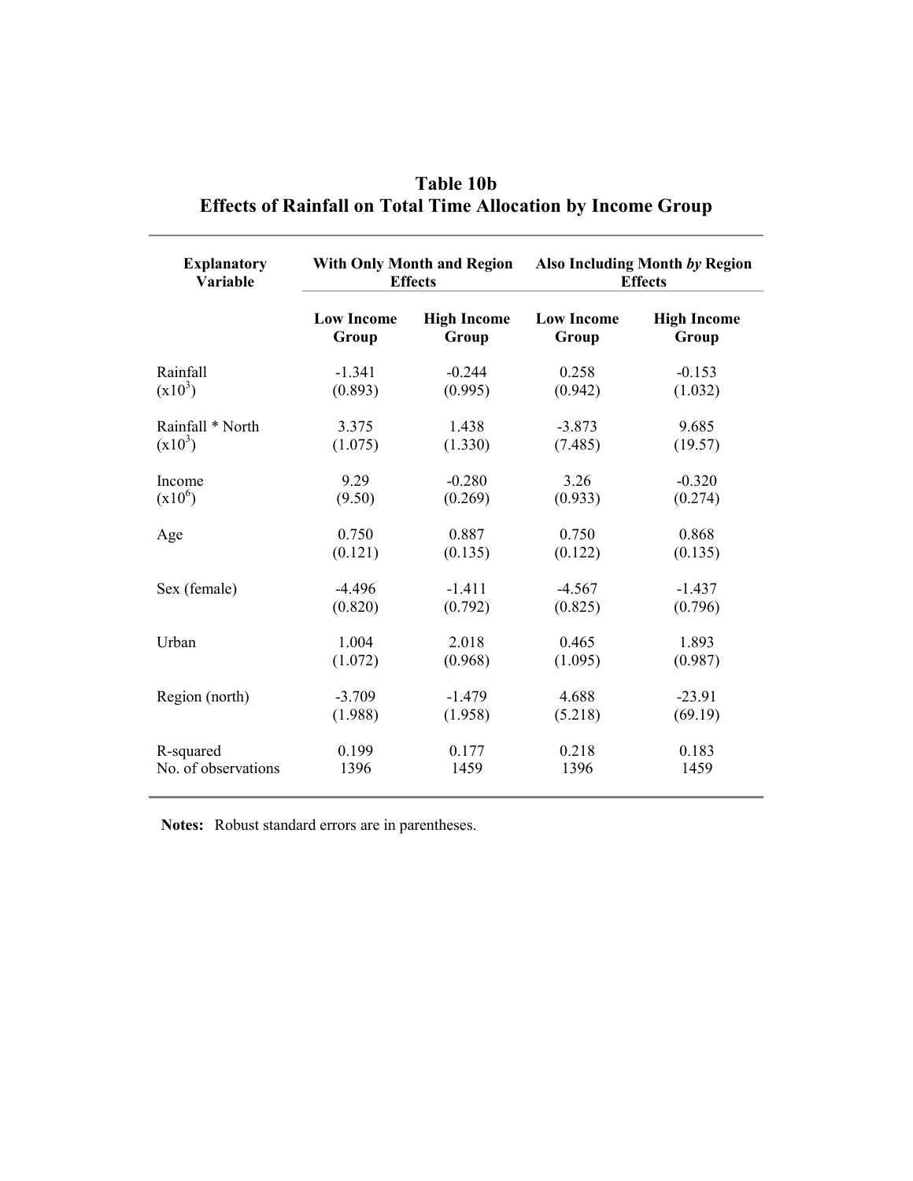# Table 10b
## Effects of Rainfall on Total Time Allocation by Income Group

| Explanatory Variable | With Only Month and Region Effects | | Also Including Month *by* Region Effects | |
|---|---|---|---|---|
| | **Low Income Group** | **High Income Group** | **Low Income Group** | **High Income Group** |
| Rainfall ($x10^3$) | -1.341 (0.893) | -0.244 (0.995) | 0.258 (0.942) | -0.153 (1.032) |
| Rainfall * North ($x10^3$) | 3.375 (1.075) | 1.438 (1.330) | -3.873 (7.485) | 9.685 (19.57) |
| Income ($x10^6$) | 9.29 (9.50) | -0.280 (0.269) | 3.26 (0.933) | -0.320 (0.274) |
| Age | 0.750 (0.121) | 0.887 (0.135) | 0.750 (0.122) | 0.868 (0.135) |
| Sex (female) | -4.496 (0.820) | -1.411 (0.792) | -4.567 (0.825) | -1.437 (0.796) |
| Urban | 1.004 (1.072) | 2.018 (0.968) | 0.465 (1.095) | 1.893 (0.987) |
| Region (north) | -3.709 (1.988) | -1.479 (1.958) | 4.688 (5.218) | -23.91 (69.19) |
| R-squared | 0.199 | 0.177 | 0.218 | 0.183 |
| No. of observations | 1396 | 1459 | 1396 | 1459 |

**Notes:** Robust standard errors are in parentheses.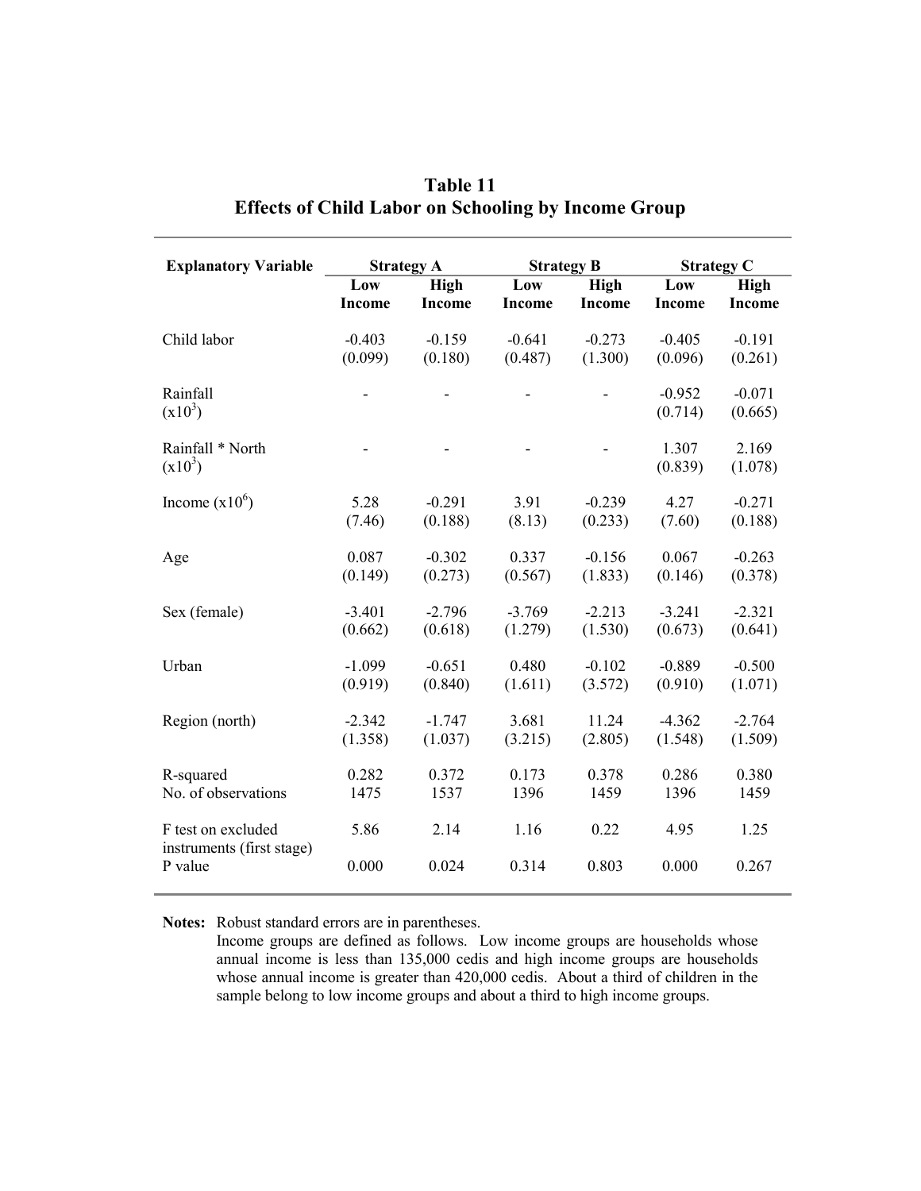# Table 11
## Effects of Child Labor on Schooling by Income Group

| Explanatory Variable | Strategy A | | Strategy B | | Strategy C | |
|---|---|---|---|---|---|---|
| | Low Income | High Income | Low Income | High Income | Low Income | High Income |
| Child labor | -0.403 | -0.159 | -0.641 | -0.273 | -0.405 | -0.191 |
| | (0.099) | (0.180) | (0.487) | (1.300) | (0.096) | (0.261) |
| Rainfall ($x10^3$) | - | - | - | - | -0.952 | -0.071 |
| | | | | | (0.714) | (0.665) |
| Rainfall * North ($x10^3$) | - | - | - | - | 1.307 | 2.169 |
| | | | | | (0.839) | (1.078) |
| Income ($x10^6$) | 5.28 | -0.291 | 3.91 | -0.239 | 4.27 | -0.271 |
| | (7.46) | (0.188) | (8.13) | (0.233) | (7.60) | (0.188) |
| Age | 0.087 | -0.302 | 0.337 | -0.156 | 0.067 | -0.263 |
| | (0.149) | (0.273) | (0.567) | (1.833) | (0.146) | (0.378) |
| Sex (female) | -3.401 | -2.796 | -3.769 | -2.213 | -3.241 | -2.321 |
| | (0.662) | (0.618) | (1.279) | (1.530) | (0.673) | (0.641) |
| Urban | -1.099 | -0.651 | 0.480 | -0.102 | -0.889 | -0.500 |
| | (0.919) | (0.840) | (1.611) | (3.572) | (0.910) | (1.071) |
| Region (north) | -2.342 | -1.747 | 3.681 | 11.24 | -4.362 | -2.764 |
| | (1.358) | (1.037) | (3.215) | (2.805) | (1.548) | (1.509) |
| R-squared | 0.282 | 0.372 | 0.173 | 0.378 | 0.286 | 0.380 |
| No. of observations | 1475 | 1537 | 1396 | 1459 | 1396 | 1459 |
| F test on excluded instruments (first stage) | 5.86 | 2.14 | 1.16 | 0.22 | 4.95 | 1.25 |
| P value | 0.000 | 0.024 | 0.314 | 0.803 | 0.000 | 0.267 |

**Notes:** Robust standard errors are in parentheses.
Income groups are defined as follows. Low income groups are households whose annual income is less than 135,000 cedis and high income groups are households whose annual income is greater than 420,000 cedis. About a third of children in the sample belong to low income groups and about a third to high income groups.